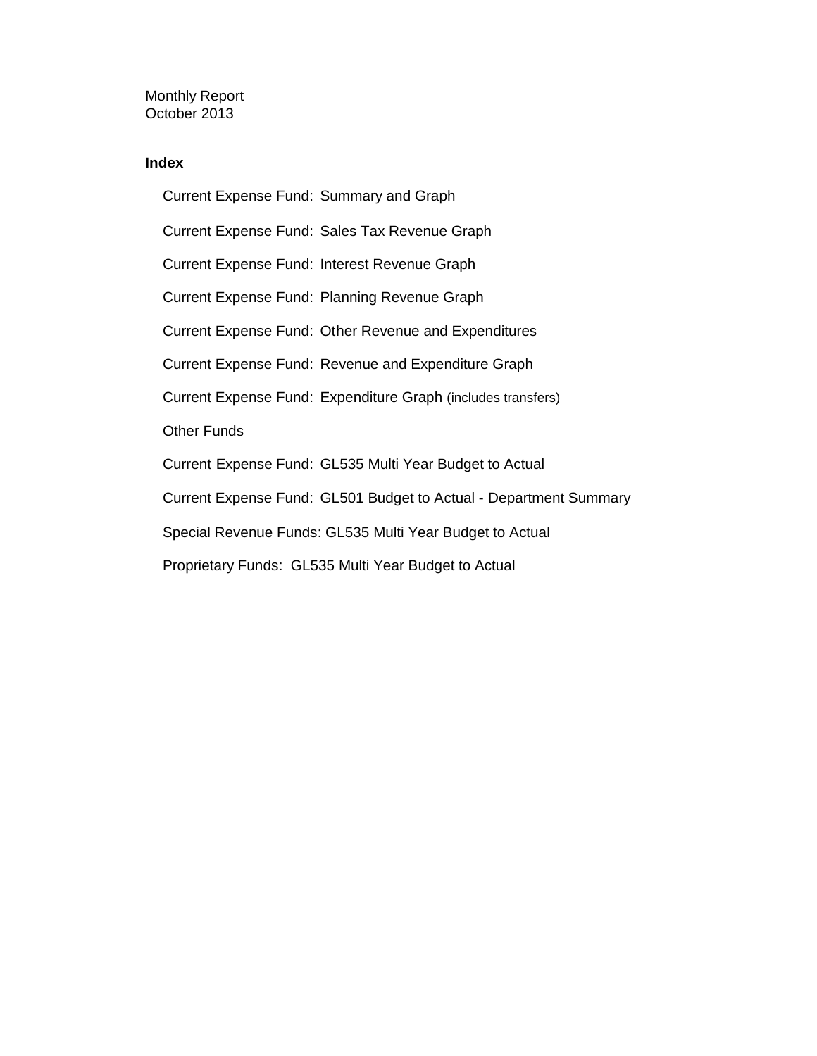Monthly Report
October 2013

**Index**

- Current Expense Fund: Summary and Graph
- Current Expense Fund: Sales Tax Revenue Graph
- Current Expense Fund: Interest Revenue Graph
- Current Expense Fund: Planning Revenue Graph
- Current Expense Fund: Other Revenue and Expenditures
- Current Expense Fund: Revenue and Expenditure Graph
- Current Expense Fund: Expenditure Graph (includes transfers)
- Other Funds
- Current Expense Fund: GL535 Multi Year Budget to Actual
- Current Expense Fund: GL501 Budget to Actual - Department Summary
- Special Revenue Funds: GL535 Multi Year Budget to Actual
- Proprietary Funds: GL535 Multi Year Budget to Actual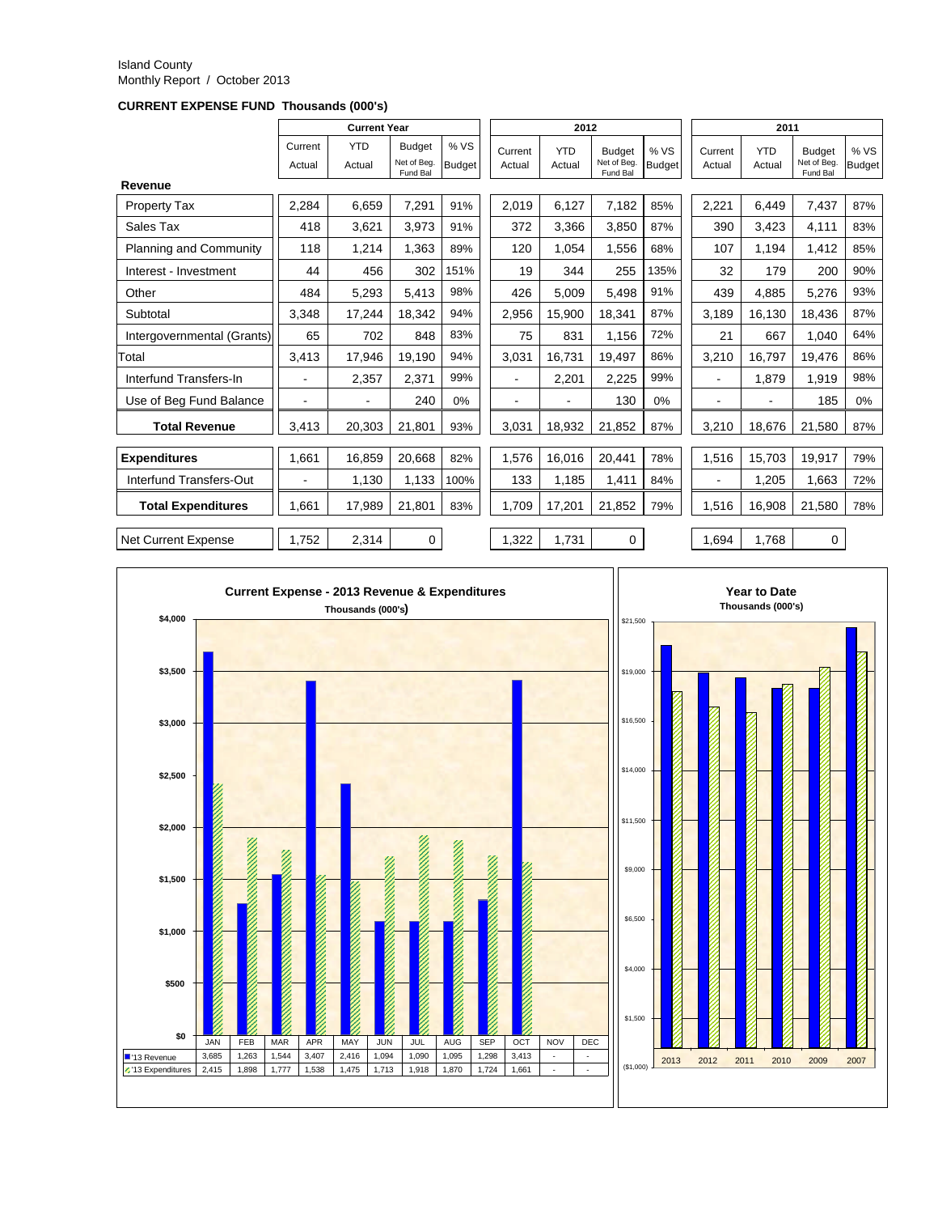Island County
Monthly Report / October 2013

**CURRENT EXPENSE FUND Thousands (000's)**

| | Current Year | | | | 2012 | | | | 2011 | | | |
|---|---|---|---|---|---|---|---|---|---|---|---|---|
| | Current Actual | YTD Actual | Budget Net of Beg. Fund Bal | % VS Budget | Current Actual | YTD Actual | Budget Net of Beg. Fund Bal | % VS Budget | Current Actual | YTD Actual | Budget Net of Beg. Fund Bal | % VS Budget |
| **Revenue** | | | | | | | | | | | | |
| Property Tax | 2,284 | 6,659 | 7,291 | 91% | 2,019 | 6,127 | 7,182 | 85% | 2,221 | 6,449 | 7,437 | 87% |
| Sales Tax | 418 | 3,621 | 3,973 | 91% | 372 | 3,366 | 3,850 | 87% | 390 | 3,423 | 4,111 | 83% |
| Planning and Community | 118 | 1,214 | 1,363 | 89% | 120 | 1,054 | 1,556 | 68% | 107 | 1,194 | 1,412 | 85% |
| Interest - Investment | 44 | 456 | 302 | 151% | 19 | 344 | 255 | 135% | 32 | 179 | 200 | 90% |
| Other | 484 | 5,293 | 5,413 | 98% | 426 | 5,009 | 5,498 | 91% | 439 | 4,885 | 5,276 | 93% |
| Subtotal | 3,348 | 17,244 | 18,342 | 94% | 2,956 | 15,900 | 18,341 | 87% | 3,189 | 16,130 | 18,436 | 87% |
| Intergovernmental (Grants) | 65 | 702 | 848 | 83% | 75 | 831 | 1,156 | 72% | 21 | 667 | 1,040 | 64% |
| Total | 3,413 | 17,946 | 19,190 | 94% | 3,031 | 16,731 | 19,497 | 86% | 3,210 | 16,797 | 19,476 | 86% |
| Interfund Transfers-In | - | 2,357 | 2,371 | 99% | - | 2,201 | 2,225 | 99% | - | 1,879 | 1,919 | 98% |
| Use of Beg Fund Balance | - | - | 240 | 0% | - | - | 130 | 0% | - | - | 185 | 0% |
| **Total Revenue** | 3,413 | 20,303 | 21,801 | 93% | 3,031 | 18,932 | 21,852 | 87% | 3,210 | 18,676 | 21,580 | 87% |
| **Expenditures** | 1,661 | 16,859 | 20,668 | 82% | 1,576 | 16,016 | 20,441 | 78% | 1,516 | 15,703 | 19,917 | 79% |
| Interfund Transfers-Out | - | 1,130 | 1,133 | 100% | 133 | 1,185 | 1,411 | 84% | - | 1,205 | 1,663 | 72% |
| **Total Expenditures** | 1,661 | 17,989 | 21,801 | 83% | 1,709 | 17,201 | 21,852 | 79% | 1,516 | 16,908 | 21,580 | 78% |
| Net Current Expense | 1,752 | 2,314 | 0 | | 1,322 | 1,731 | 0 | | 1,694 | 1,768 | 0 | |

**Current Expense - 2013 Revenue & Expenditures**
Thousands (000's)

| | JAN | FEB | MAR | APR | MAY | JUN | JUL | AUG | SEP | OCT | NOV | DEC |
|---|---|---|---|---|---|---|---|---|---|---|---|---|
| '13 Revenue | 3,685 | 1,263 | 1,544 | 3,407 | 2,416 | 1,094 | 1,090 | 1,095 | 1,298 | 3,413 | - | - |
| '13 Expenditures | 2,415 | 1,898 | 1,777 | 1,538 | 1,475 | 1,713 | 1,918 | 1,870 | 1,724 | 1,661 | - | - |

**Year to Date**
Thousands (000's)

2013, 2012, 2011, 2010, 2009, 2007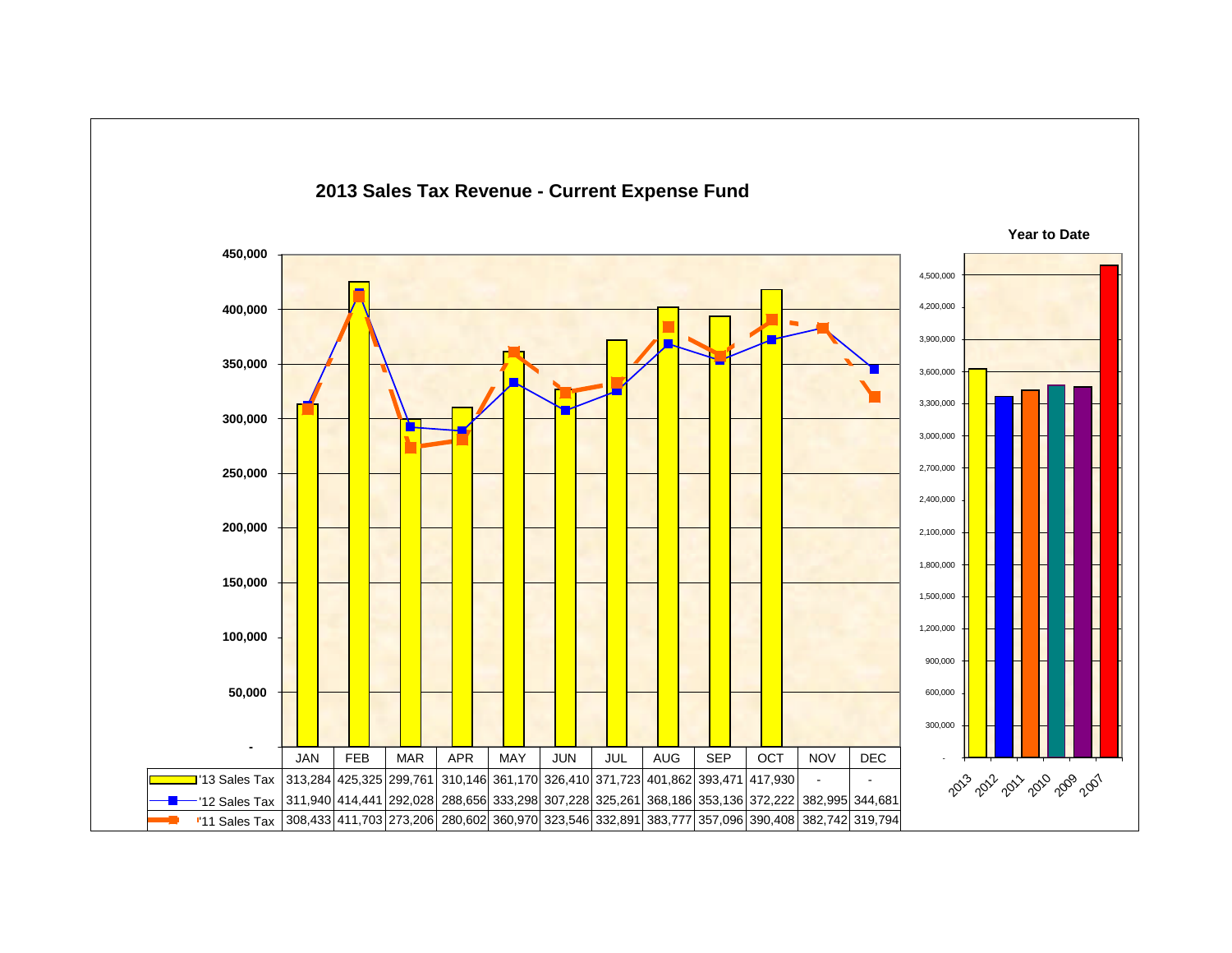## 2013 Sales Tax Revenue - Current Expense Fund

| | JAN | FEB | MAR | APR | MAY | JUN | JUL | AUG | SEP | OCT | NOV | DEC |
|---|---|---|---|---|---|---|---|---|---|---|---|---|
| '13 Sales Tax | 313,284 | 425,325 | 299,761 | 310,146 | 361,170 | 326,410 | 371,723 | 401,862 | 393,471 | 417,930 | - | - |
| '12 Sales Tax | 311,940 | 414,441 | 292,028 | 288,656 | 333,298 | 307,228 | 325,261 | 368,186 | 353,136 | 372,222 | 382,995 | 344,681 |
| '11 Sales Tax | 308,433 | 411,703 | 273,206 | 280,602 | 360,970 | 323,546 | 332,891 | 383,777 | 357,096 | 390,408 | 382,742 | 319,794 |

**Year to Date**

Years shown: 2013, 2012, 2011, 2010, 2009, 2007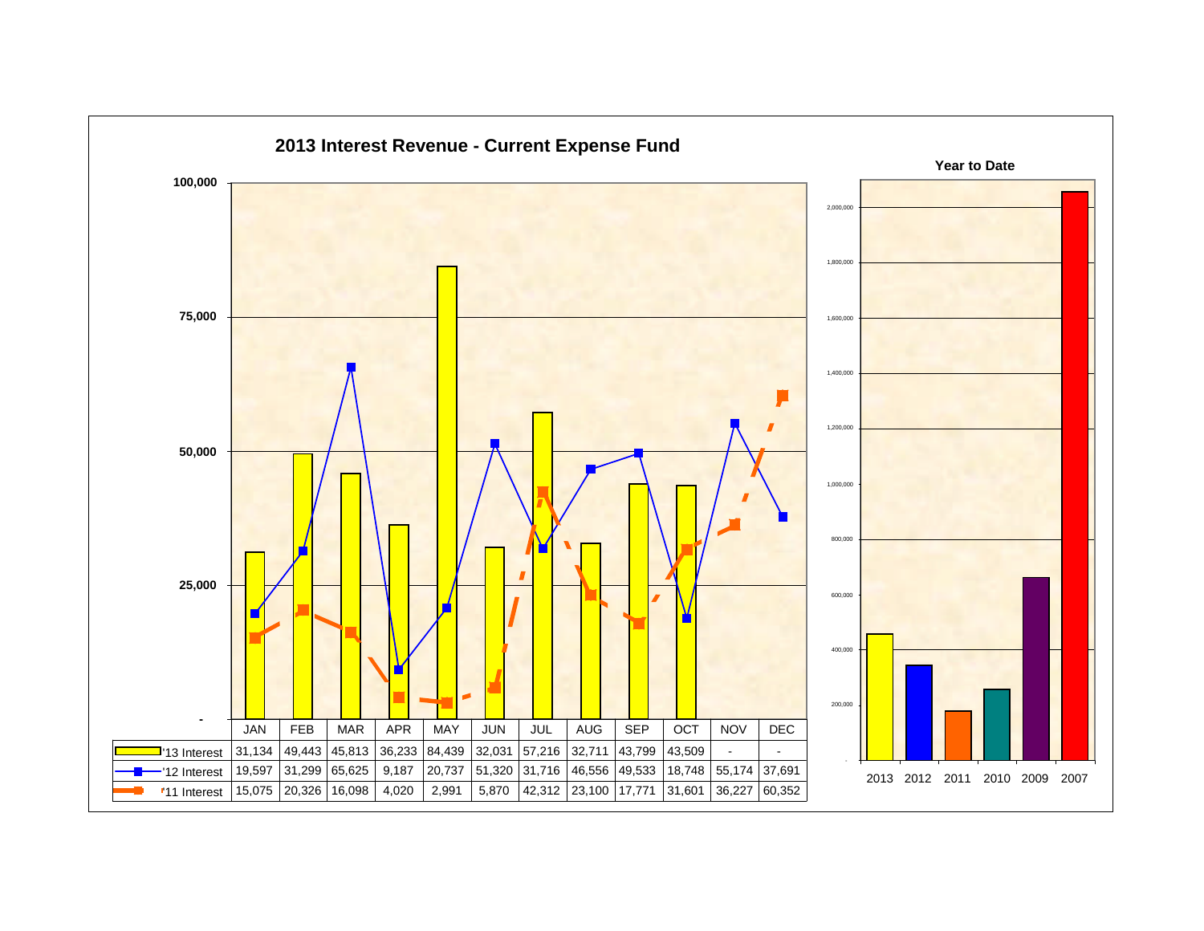# 2013 Interest Revenue - Current Expense Fund

| | JAN | FEB | MAR | APR | MAY | JUN | JUL | AUG | SEP | OCT | NOV | DEC |
|---|---|---|---|---|---|---|---|---|---|---|---|---|
| '13 Interest | 31,134 | 49,443 | 45,813 | 36,233 | 84,439 | 32,031 | 57,216 | 32,711 | 43,799 | 43,509 | - | - |
| '12 Interest | 19,597 | 31,299 | 65,625 | 9,187 | 20,737 | 51,320 | 31,716 | 46,556 | 49,533 | 18,748 | 55,174 | 37,691 |
| '11 Interest | 15,075 | 20,326 | 16,098 | 4,020 | 2,991 | 5,870 | 42,312 | 23,100 | 17,771 | 31,601 | 36,227 | 60,352 |

## Year to Date

2013, 2012, 2011, 2010, 2009, 2007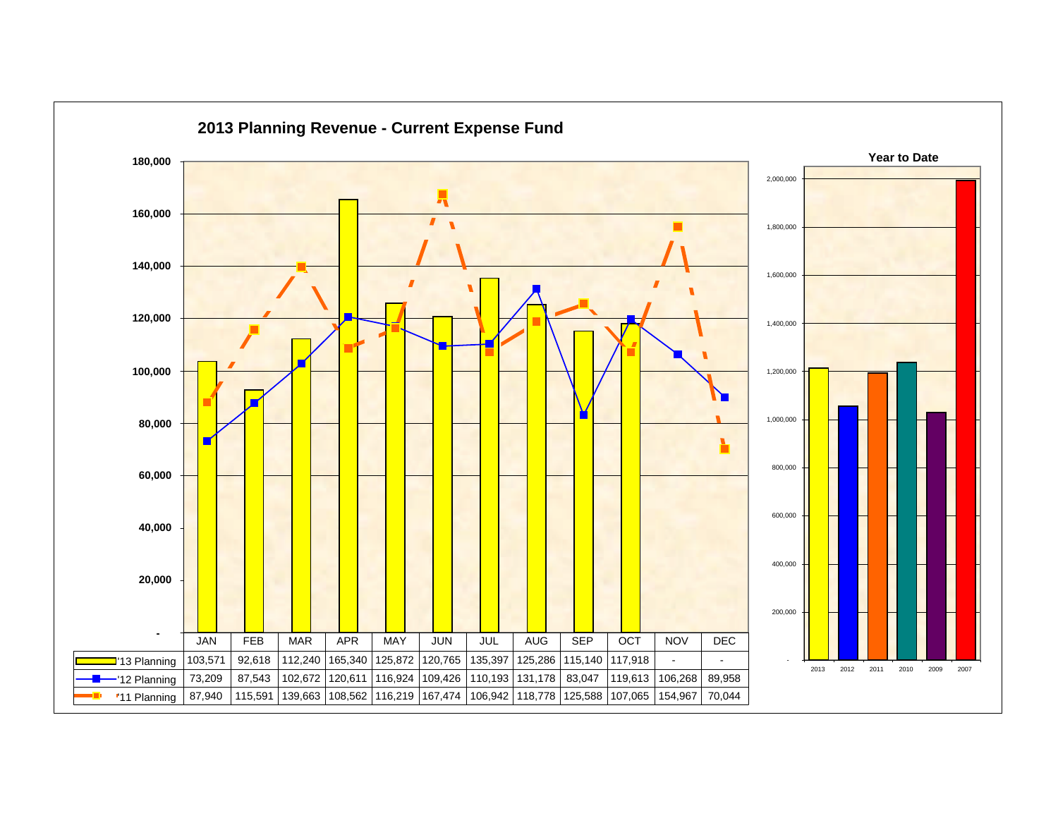## 2013 Planning Revenue - Current Expense Fund

| | JAN | FEB | MAR | APR | MAY | JUN | JUL | AUG | SEP | OCT | NOV | DEC |
|---|---|---|---|---|---|---|---|---|---|---|---|---|
| '13 Planning | 103,571 | 92,618 | 112,240 | 165,340 | 125,872 | 120,765 | 135,397 | 125,286 | 115,140 | 117,918 | - | - |
| '12 Planning | 73,209 | 87,543 | 102,672 | 120,611 | 116,924 | 109,426 | 110,193 | 131,178 | 83,047 | 119,613 | 106,268 | 89,958 |
| '11 Planning | 87,940 | 115,591 | 139,663 | 108,562 | 116,219 | 167,474 | 106,942 | 118,778 | 125,588 | 107,065 | 154,967 | 70,044 |

### Year to Date

2013, 2012, 2011, 2010, 2009, 2007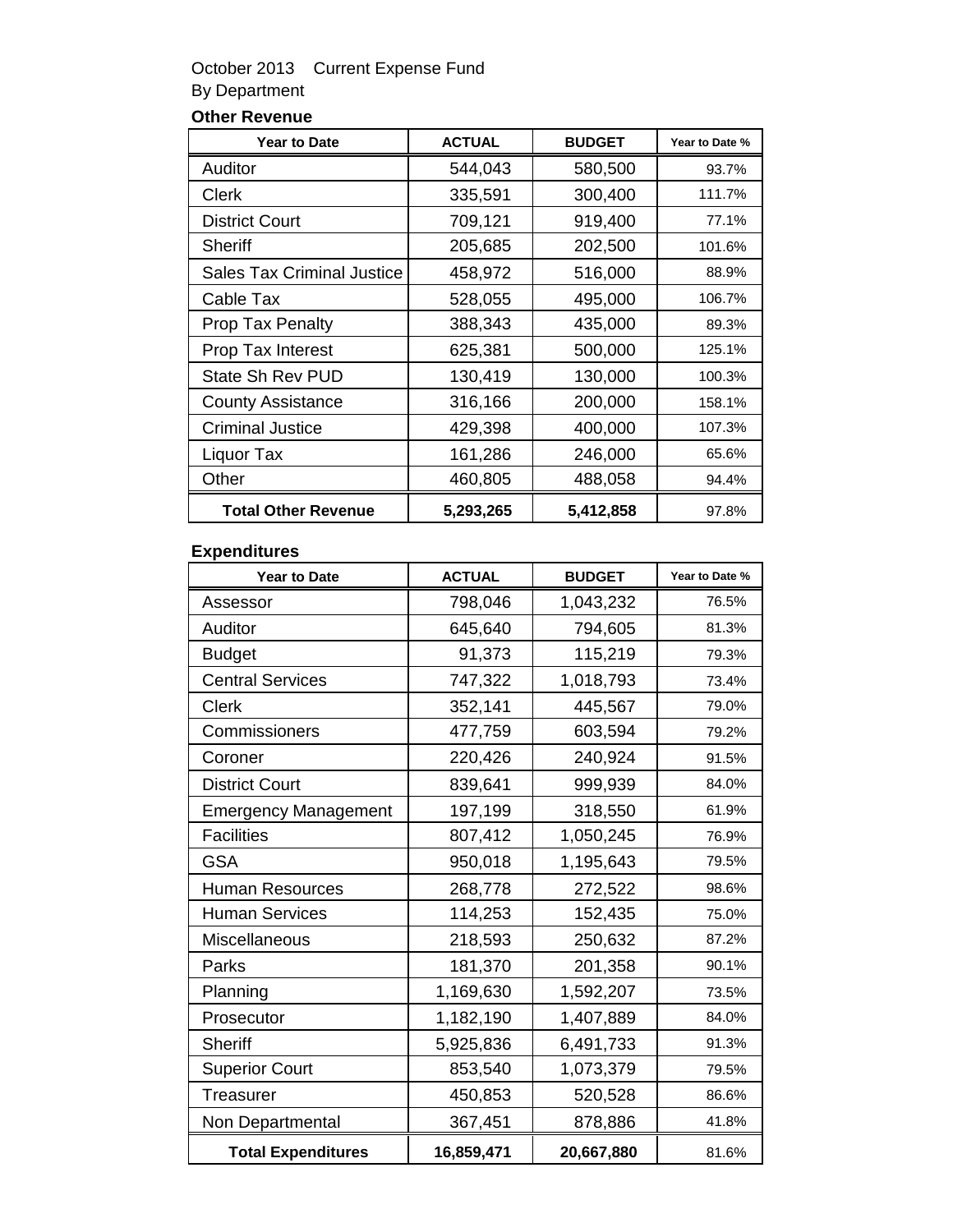October 2013 Current Expense Fund

By Department

**Other Revenue**

| Year to Date | ACTUAL | BUDGET | Year to Date % |
|---|---|---|---|
| Auditor | 544,043 | 580,500 | 93.7% |
| Clerk | 335,591 | 300,400 | 111.7% |
| District Court | 709,121 | 919,400 | 77.1% |
| Sheriff | 205,685 | 202,500 | 101.6% |
| Sales Tax Criminal Justice | 458,972 | 516,000 | 88.9% |
| Cable Tax | 528,055 | 495,000 | 106.7% |
| Prop Tax Penalty | 388,343 | 435,000 | 89.3% |
| Prop Tax Interest | 625,381 | 500,000 | 125.1% |
| State Sh Rev PUD | 130,419 | 130,000 | 100.3% |
| County Assistance | 316,166 | 200,000 | 158.1% |
| Criminal Justice | 429,398 | 400,000 | 107.3% |
| Liquor Tax | 161,286 | 246,000 | 65.6% |
| Other | 460,805 | 488,058 | 94.4% |
| **Total Other Revenue** | **5,293,265** | **5,412,858** | 97.8% |

**Expenditures**

| Year to Date | ACTUAL | BUDGET | Year to Date % |
|---|---|---|---|
| Assessor | 798,046 | 1,043,232 | 76.5% |
| Auditor | 645,640 | 794,605 | 81.3% |
| Budget | 91,373 | 115,219 | 79.3% |
| Central Services | 747,322 | 1,018,793 | 73.4% |
| Clerk | 352,141 | 445,567 | 79.0% |
| Commissioners | 477,759 | 603,594 | 79.2% |
| Coroner | 220,426 | 240,924 | 91.5% |
| District Court | 839,641 | 999,939 | 84.0% |
| Emergency Management | 197,199 | 318,550 | 61.9% |
| Facilities | 807,412 | 1,050,245 | 76.9% |
| GSA | 950,018 | 1,195,643 | 79.5% |
| Human Resources | 268,778 | 272,522 | 98.6% |
| Human Services | 114,253 | 152,435 | 75.0% |
| Miscellaneous | 218,593 | 250,632 | 87.2% |
| Parks | 181,370 | 201,358 | 90.1% |
| Planning | 1,169,630 | 1,592,207 | 73.5% |
| Prosecutor | 1,182,190 | 1,407,889 | 84.0% |
| Sheriff | 5,925,836 | 6,491,733 | 91.3% |
| Superior Court | 853,540 | 1,073,379 | 79.5% |
| Treasurer | 450,853 | 520,528 | 86.6% |
| Non Departmental | 367,451 | 878,886 | 41.8% |
| **Total Expenditures** | **16,859,471** | **20,667,880** | 81.6% |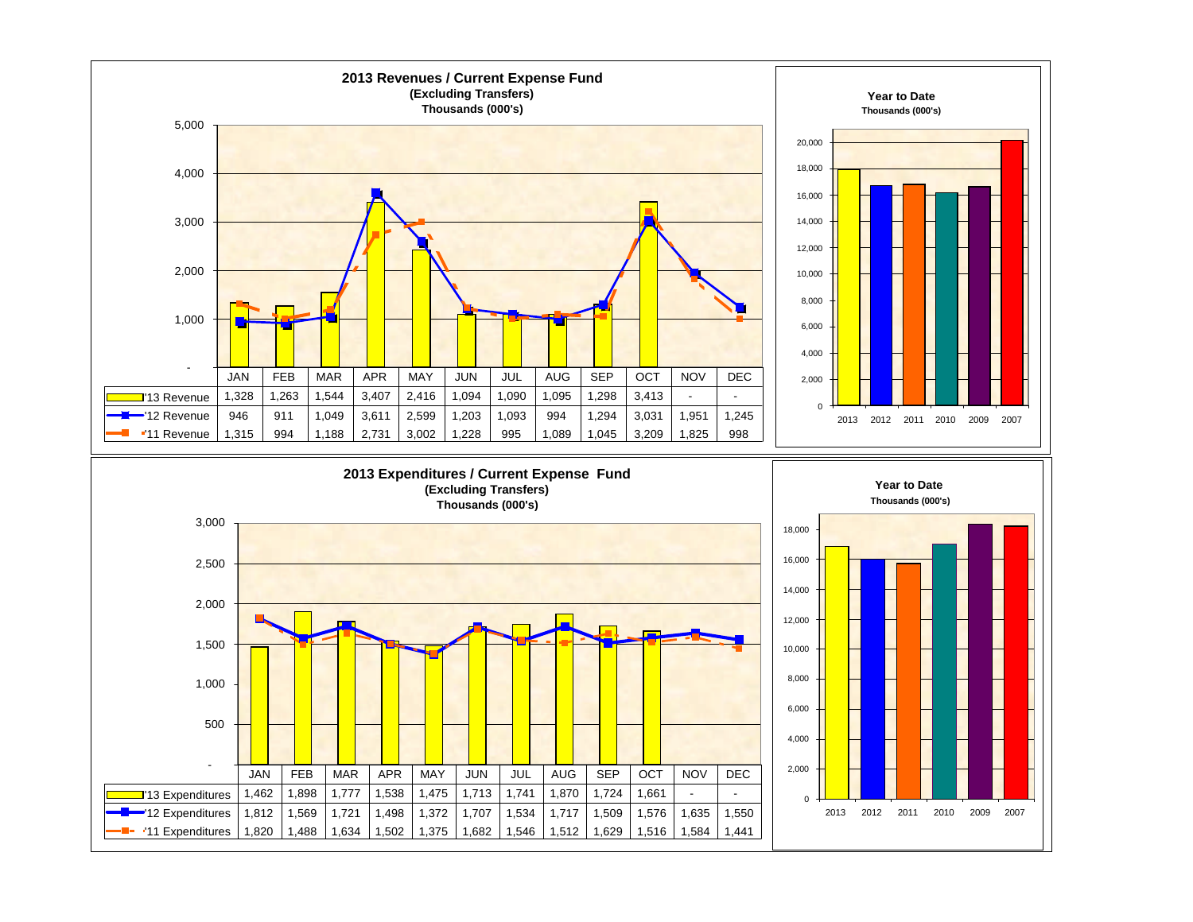## 2013 Revenues / Current Expense Fund
**(Excluding Transfers)**
**Thousands (000's)**

| | JAN | FEB | MAR | APR | MAY | JUN | JUL | AUG | SEP | OCT | NOV | DEC |
|---|---|---|---|---|---|---|---|---|---|---|---|---|
| '13 Revenue | 1,328 | 1,263 | 1,544 | 3,407 | 2,416 | 1,094 | 1,090 | 1,095 | 1,298 | 3,413 | - | - |
| '12 Revenue | 946 | 911 | 1,049 | 3,611 | 2,599 | 1,203 | 1,093 | 994 | 1,294 | 3,031 | 1,951 | 1,245 |
| '11 Revenue | 1,315 | 994 | 1,188 | 2,731 | 3,002 | 1,228 | 995 | 1,089 | 1,045 | 3,209 | 1,825 | 998 |

**Year to Date**
**Thousands (000's)**

2013, 2012, 2011, 2010, 2009, 2007

## 2013 Expenditures / Current Expense Fund
**(Excluding Transfers)**
**Thousands (000's)**

| | JAN | FEB | MAR | APR | MAY | JUN | JUL | AUG | SEP | OCT | NOV | DEC |
|---|---|---|---|---|---|---|---|---|---|---|---|---|
| '13 Expenditures | 1,462 | 1,898 | 1,777 | 1,538 | 1,475 | 1,713 | 1,741 | 1,870 | 1,724 | 1,661 | - | - |
| '12 Expenditures | 1,812 | 1,569 | 1,721 | 1,498 | 1,372 | 1,707 | 1,534 | 1,717 | 1,509 | 1,576 | 1,635 | 1,550 |
| '11 Expenditures | 1,820 | 1,488 | 1,634 | 1,502 | 1,375 | 1,682 | 1,546 | 1,512 | 1,629 | 1,516 | 1,584 | 1,441 |

**Year to Date**
**Thousands (000's)**

2013, 2012, 2011, 2010, 2009, 2007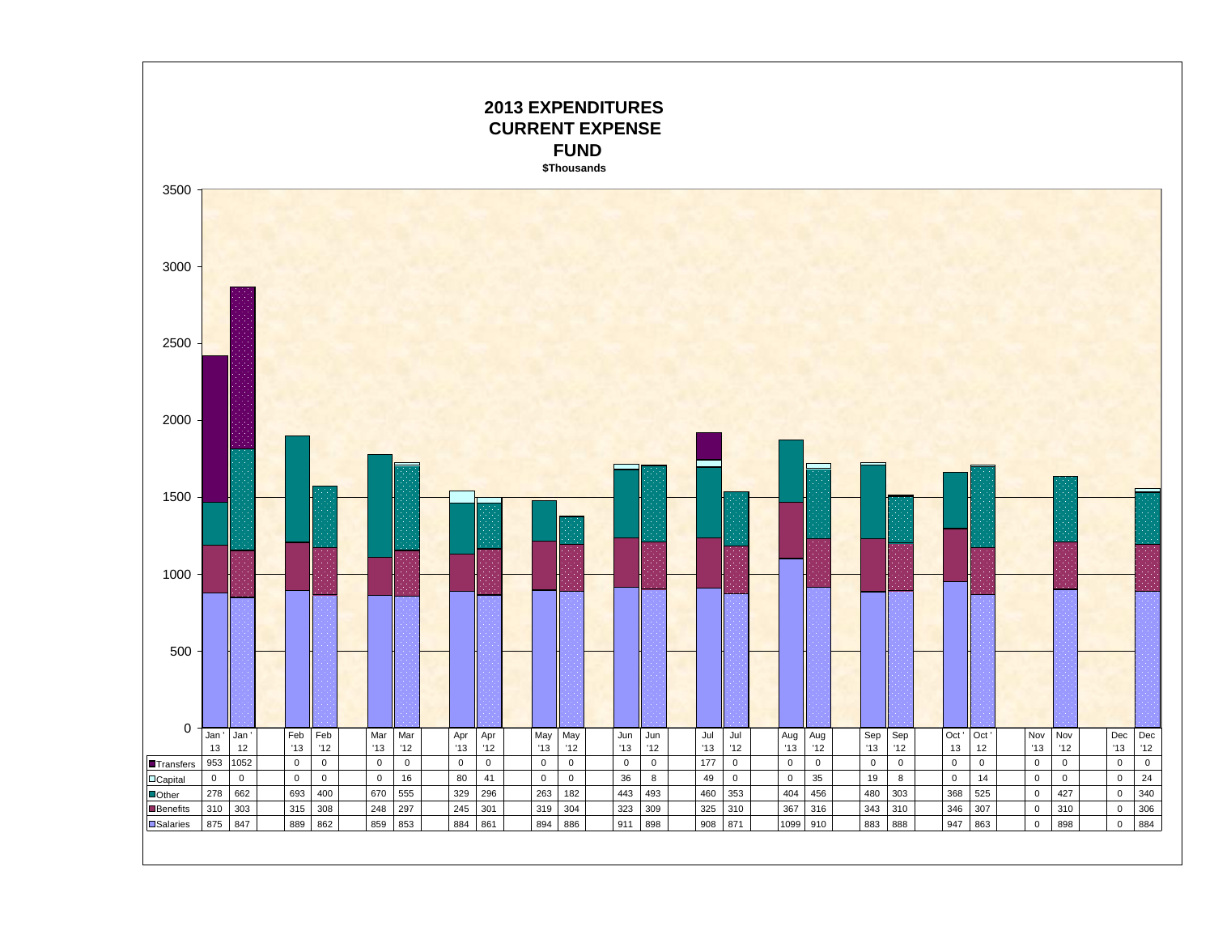# 2013 EXPENDITURES
## CURRENT EXPENSE
## FUND

**$Thousands**

| | Jan '13 | Jan '12 | Feb '13 | Feb '12 | Mar '13 | Mar '12 | Apr '13 | Apr '12 | May '13 | May '12 | Jun '13 | Jun '12 | Jul '13 | Jul '12 | Aug '13 | Aug '12 | Sep '13 | Sep '12 | Oct '13 | Oct '12 | Nov '13 | Nov '12 | Dec '13 | Dec '12 |
|---|---|---|---|---|---|---|---|---|---|---|---|---|---|---|---|---|---|---|---|---|---|---|---|---|
| Transfers | 953 | 1052 | 0 | 0 | 0 | 0 | 0 | 0 | 0 | 0 | 0 | 0 | 177 | 0 | 0 | 0 | 0 | 0 | 0 | 0 | 0 | 0 | 0 | 0 |
| Capital | 0 | 0 | 0 | 0 | 0 | 16 | 80 | 41 | 0 | 0 | 36 | 8 | 49 | 0 | 0 | 35 | 19 | 8 | 0 | 14 | 0 | 0 | 0 | 24 |
| Other | 278 | 662 | 693 | 400 | 670 | 555 | 329 | 296 | 263 | 182 | 443 | 493 | 460 | 353 | 404 | 456 | 480 | 303 | 368 | 525 | 0 | 427 | 0 | 340 |
| Benefits | 310 | 303 | 315 | 308 | 248 | 297 | 245 | 301 | 319 | 304 | 323 | 309 | 325 | 310 | 367 | 316 | 343 | 310 | 346 | 307 | 0 | 310 | 0 | 306 |
| Salaries | 875 | 847 | 889 | 862 | 859 | 853 | 884 | 861 | 894 | 886 | 911 | 898 | 908 | 871 | 1099 | 910 | 883 | 888 | 947 | 863 | 0 | 898 | 0 | 884 |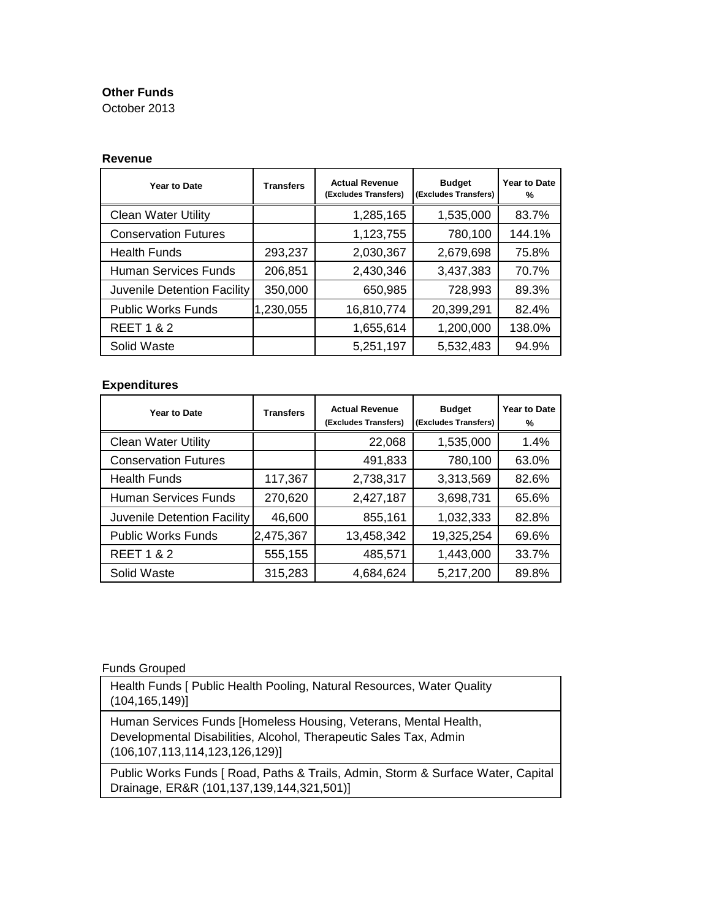**Other Funds**

October 2013

### Revenue

| Year to Date | Transfers | Actual Revenue (Excludes Transfers) | Budget (Excludes Transfers) | Year to Date % |
|---|---|---|---|---|
| Clean Water Utility | | 1,285,165 | 1,535,000 | 83.7% |
| Conservation Futures | | 1,123,755 | 780,100 | 144.1% |
| Health Funds | 293,237 | 2,030,367 | 2,679,698 | 75.8% |
| Human Services Funds | 206,851 | 2,430,346 | 3,437,383 | 70.7% |
| Juvenile Detention Facility | 350,000 | 650,985 | 728,993 | 89.3% |
| Public Works Funds | 1,230,055 | 16,810,774 | 20,399,291 | 82.4% |
| REET 1 & 2 | | 1,655,614 | 1,200,000 | 138.0% |
| Solid Waste | | 5,251,197 | 5,532,483 | 94.9% |

### Expenditures

| Year to Date | Transfers | Actual Revenue (Excludes Transfers) | Budget (Excludes Transfers) | Year to Date % |
|---|---|---|---|---|
| Clean Water Utility | | 22,068 | 1,535,000 | 1.4% |
| Conservation Futures | | 491,833 | 780,100 | 63.0% |
| Health Funds | 117,367 | 2,738,317 | 3,313,569 | 82.6% |
| Human Services Funds | 270,620 | 2,427,187 | 3,698,731 | 65.6% |
| Juvenile Detention Facility | 46,600 | 855,161 | 1,032,333 | 82.8% |
| Public Works Funds | 2,475,367 | 13,458,342 | 19,325,254 | 69.6% |
| REET 1 & 2 | 555,155 | 485,571 | 1,443,000 | 33.7% |
| Solid Waste | 315,283 | 4,684,624 | 5,217,200 | 89.8% |

Funds Grouped

| Funds Grouped |
|---|
| Health Funds [ Public Health Pooling, Natural Resources, Water Quality (104,165,149)] |
| Human Services Funds [Homeless Housing, Veterans, Mental Health, Developmental Disabilities, Alcohol, Therapeutic Sales Tax, Admin (106,107,113,114,123,126,129)] |
| Public Works Funds [ Road, Paths & Trails, Admin, Storm & Surface Water, Capital Drainage, ER&R (101,137,139,144,321,501)] |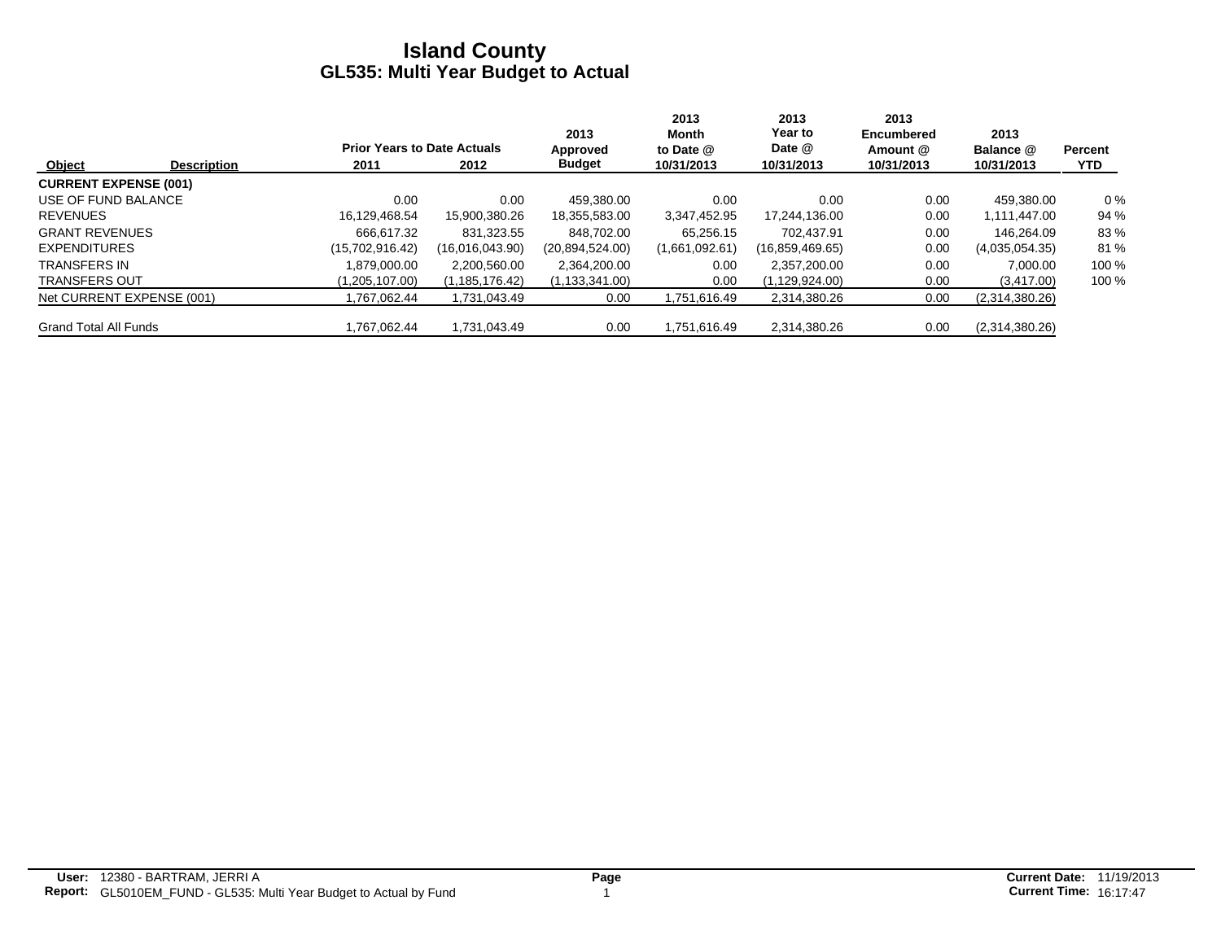# Island County
## GL535: Multi Year Budget to Actual

| Object | Description | Prior Years to Date Actuals 2011 | 2012 | 2013 Approved Budget | 2013 Month to Date @ 10/31/2013 | 2013 Year to Date @ 10/31/2013 | 2013 Encumbered Amount @ 10/31/2013 | 2013 Balance @ 10/31/2013 | Percent YTD |
|---|---|---|---|---|---|---|---|---|---|
| **CURRENT EXPENSE (001)** | | | | | | | | | |
| USE OF FUND BALANCE | | 0.00 | 0.00 | 459,380.00 | 0.00 | 0.00 | 0.00 | 459,380.00 | 0 % |
| REVENUES | | 16,129,468.54 | 15,900,380.26 | 18,355,583.00 | 3,347,452.95 | 17,244,136.00 | 0.00 | 1,111,447.00 | 94 % |
| GRANT REVENUES | | 666,617.32 | 831,323.55 | 848,702.00 | 65,256.15 | 702,437.91 | 0.00 | 146,264.09 | 83 % |
| EXPENDITURES | | (15,702,916.42) | (16,016,043.90) | (20,894,524.00) | (1,661,092.61) | (16,859,469.65) | 0.00 | (4,035,054.35) | 81 % |
| TRANSFERS IN | | 1,879,000.00 | 2,200,560.00 | 2,364,200.00 | 0.00 | 2,357,200.00 | 0.00 | 7,000.00 | 100 % |
| TRANSFERS OUT | | (1,205,107.00) | (1,185,176.42) | (1,133,341.00) | 0.00 | (1,129,924.00) | 0.00 | (3,417.00) | 100 % |
| Net CURRENT EXPENSE (001) | | 1,767,062.44 | 1,731,043.49 | 0.00 | 1,751,616.49 | 2,314,380.26 | 0.00 | (2,314,380.26) | |
| Grand Total All Funds | | 1,767,062.44 | 1,731,043.49 | 0.00 | 1,751,616.49 | 2,314,380.26 | 0.00 | (2,314,380.26) | |

**User:** 12380 - BARTRAM, JERRI A
**Report:** GL5010EM_FUND - GL535: Multi Year Budget to Actual by Fund

**Current Date:** 11/19/2013
**Current Time:** 16:17:47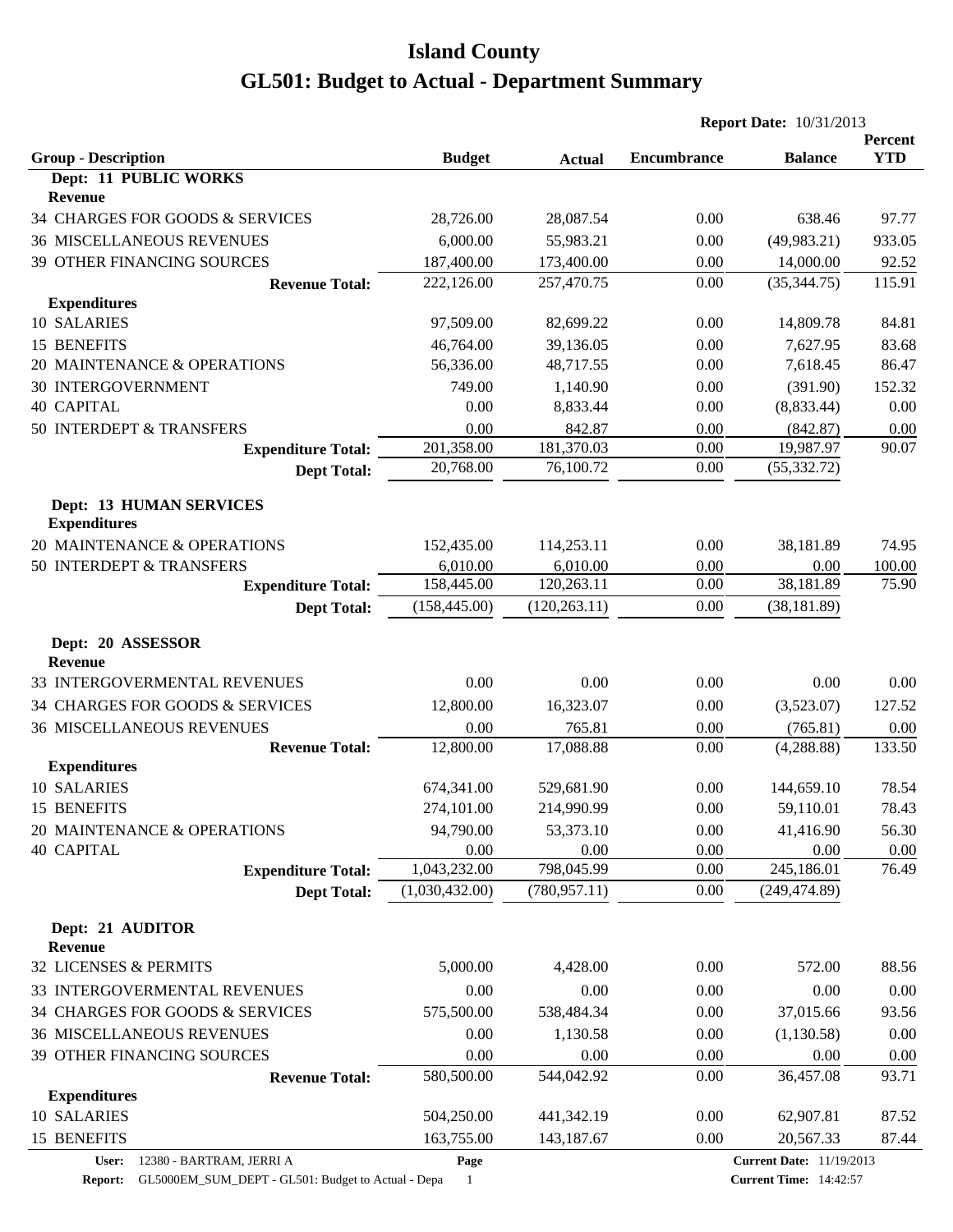# Island County

# GL501: Budget to Actual - Department Summary

**Report Date:** 10/31/2013

| Group - Description | Budget | Actual | Encumbrance | Balance | Percent YTD |
|---|---|---|---|---|---|
| **Dept: 11 PUBLIC WORKS** | | | | | |
| **Revenue** | | | | | |
| 34 CHARGES FOR GOODS & SERVICES | 28,726.00 | 28,087.54 | 0.00 | 638.46 | 97.77 |
| 36 MISCELLANEOUS REVENUES | 6,000.00 | 55,983.21 | 0.00 | (49,983.21) | 933.05 |
| 39 OTHER FINANCING SOURCES | 187,400.00 | 173,400.00 | 0.00 | 14,000.00 | 92.52 |
| **Revenue Total:** | 222,126.00 | 257,470.75 | 0.00 | (35,344.75) | 115.91 |
| **Expenditures** | | | | | |
| 10 SALARIES | 97,509.00 | 82,699.22 | 0.00 | 14,809.78 | 84.81 |
| 15 BENEFITS | 46,764.00 | 39,136.05 | 0.00 | 7,627.95 | 83.68 |
| 20 MAINTENANCE & OPERATIONS | 56,336.00 | 48,717.55 | 0.00 | 7,618.45 | 86.47 |
| 30 INTERGOVERNMENT | 749.00 | 1,140.90 | 0.00 | (391.90) | 152.32 |
| 40 CAPITAL | 0.00 | 8,833.44 | 0.00 | (8,833.44) | 0.00 |
| 50 INTERDEPT & TRANSFERS | 0.00 | 842.87 | 0.00 | (842.87) | 0.00 |
| **Expenditure Total:** | 201,358.00 | 181,370.03 | 0.00 | 19,987.97 | 90.07 |
| **Dept Total:** | 20,768.00 | 76,100.72 | 0.00 | (55,332.72) | |
| **Dept: 13 HUMAN SERVICES** | | | | | |
| **Expenditures** | | | | | |
| 20 MAINTENANCE & OPERATIONS | 152,435.00 | 114,253.11 | 0.00 | 38,181.89 | 74.95 |
| 50 INTERDEPT & TRANSFERS | 6,010.00 | 6,010.00 | 0.00 | 0.00 | 100.00 |
| **Expenditure Total:** | 158,445.00 | 120,263.11 | 0.00 | 38,181.89 | 75.90 |
| **Dept Total:** | (158,445.00) | (120,263.11) | 0.00 | (38,181.89) | |
| **Dept: 20 ASSESSOR** | | | | | |
| **Revenue** | | | | | |
| 33 INTERGOVERMENTAL REVENUES | 0.00 | 0.00 | 0.00 | 0.00 | 0.00 |
| 34 CHARGES FOR GOODS & SERVICES | 12,800.00 | 16,323.07 | 0.00 | (3,523.07) | 127.52 |
| 36 MISCELLANEOUS REVENUES | 0.00 | 765.81 | 0.00 | (765.81) | 0.00 |
| **Revenue Total:** | 12,800.00 | 17,088.88 | 0.00 | (4,288.88) | 133.50 |
| **Expenditures** | | | | | |
| 10 SALARIES | 674,341.00 | 529,681.90 | 0.00 | 144,659.10 | 78.54 |
| 15 BENEFITS | 274,101.00 | 214,990.99 | 0.00 | 59,110.01 | 78.43 |
| 20 MAINTENANCE & OPERATIONS | 94,790.00 | 53,373.10 | 0.00 | 41,416.90 | 56.30 |
| 40 CAPITAL | 0.00 | 0.00 | 0.00 | 0.00 | 0.00 |
| **Expenditure Total:** | 1,043,232.00 | 798,045.99 | 0.00 | 245,186.01 | 76.49 |
| **Dept Total:** | (1,030,432.00) | (780,957.11) | 0.00 | (249,474.89) | |
| **Dept: 21 AUDITOR** | | | | | |
| **Revenue** | | | | | |
| 32 LICENSES & PERMITS | 5,000.00 | 4,428.00 | 0.00 | 572.00 | 88.56 |
| 33 INTERGOVERMENTAL REVENUES | 0.00 | 0.00 | 0.00 | 0.00 | 0.00 |
| 34 CHARGES FOR GOODS & SERVICES | 575,500.00 | 538,484.34 | 0.00 | 37,015.66 | 93.56 |
| 36 MISCELLANEOUS REVENUES | 0.00 | 1,130.58 | 0.00 | (1,130.58) | 0.00 |
| 39 OTHER FINANCING SOURCES | 0.00 | 0.00 | 0.00 | 0.00 | 0.00 |
| **Revenue Total:** | 580,500.00 | 544,042.92 | 0.00 | 36,457.08 | 93.71 |
| **Expenditures** | | | | | |
| 10 SALARIES | 504,250.00 | 441,342.19 | 0.00 | 62,907.81 | 87.52 |
| 15 BENEFITS | 163,755.00 | 143,187.67 | 0.00 | 20,567.33 | 87.44 |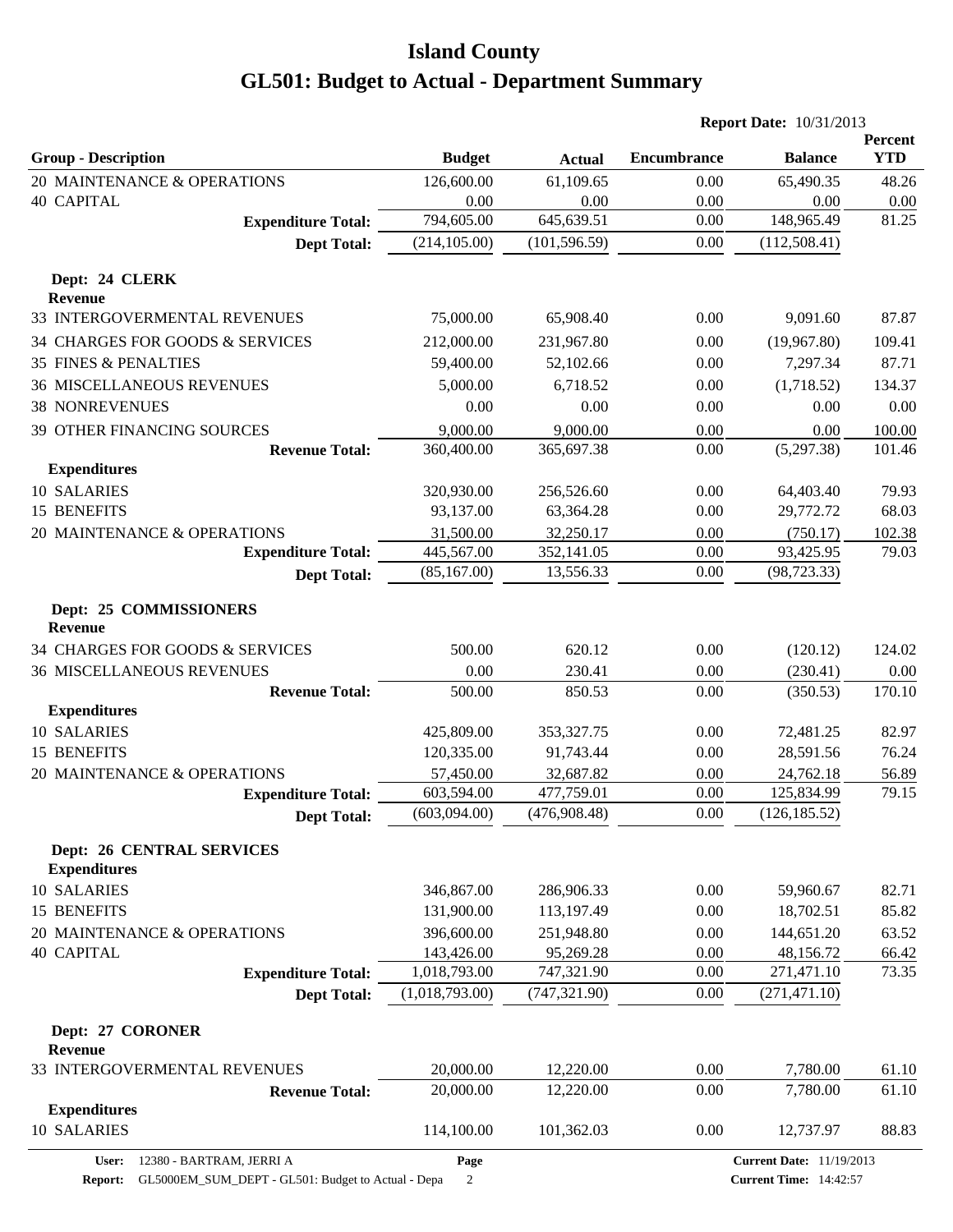# Island County

# GL501: Budget to Actual - Department Summary

**Report Date:** 10/31/2013

| Group - Description | Budget | Actual | Encumbrance | Balance | Percent YTD |
|---|---|---|---|---|---|
| 20 MAINTENANCE & OPERATIONS | 126,600.00 | 61,109.65 | 0.00 | 65,490.35 | 48.26 |
| 40 CAPITAL | 0.00 | 0.00 | 0.00 | 0.00 | 0.00 |
| **Expenditure Total:** | 794,605.00 | 645,639.51 | 0.00 | 148,965.49 | 81.25 |
| **Dept Total:** | (214,105.00) | (101,596.59) | 0.00 | (112,508.41) | |
| **Dept: 24 CLERK** | | | | | |
| **Revenue** | | | | | |
| 33 INTERGOVERMENTAL REVENUES | 75,000.00 | 65,908.40 | 0.00 | 9,091.60 | 87.87 |
| 34 CHARGES FOR GOODS & SERVICES | 212,000.00 | 231,967.80 | 0.00 | (19,967.80) | 109.41 |
| 35 FINES & PENALTIES | 59,400.00 | 52,102.66 | 0.00 | 7,297.34 | 87.71 |
| 36 MISCELLANEOUS REVENUES | 5,000.00 | 6,718.52 | 0.00 | (1,718.52) | 134.37 |
| 38 NONREVENUES | 0.00 | 0.00 | 0.00 | 0.00 | 0.00 |
| 39 OTHER FINANCING SOURCES | 9,000.00 | 9,000.00 | 0.00 | 0.00 | 100.00 |
| **Revenue Total:** | 360,400.00 | 365,697.38 | 0.00 | (5,297.38) | 101.46 |
| **Expenditures** | | | | | |
| 10 SALARIES | 320,930.00 | 256,526.60 | 0.00 | 64,403.40 | 79.93 |
| 15 BENEFITS | 93,137.00 | 63,364.28 | 0.00 | 29,772.72 | 68.03 |
| 20 MAINTENANCE & OPERATIONS | 31,500.00 | 32,250.17 | 0.00 | (750.17) | 102.38 |
| **Expenditure Total:** | 445,567.00 | 352,141.05 | 0.00 | 93,425.95 | 79.03 |
| **Dept Total:** | (85,167.00) | 13,556.33 | 0.00 | (98,723.33) | |
| **Dept: 25 COMMISSIONERS** | | | | | |
| **Revenue** | | | | | |
| 34 CHARGES FOR GOODS & SERVICES | 500.00 | 620.12 | 0.00 | (120.12) | 124.02 |
| 36 MISCELLANEOUS REVENUES | 0.00 | 230.41 | 0.00 | (230.41) | 0.00 |
| **Revenue Total:** | 500.00 | 850.53 | 0.00 | (350.53) | 170.10 |
| **Expenditures** | | | | | |
| 10 SALARIES | 425,809.00 | 353,327.75 | 0.00 | 72,481.25 | 82.97 |
| 15 BENEFITS | 120,335.00 | 91,743.44 | 0.00 | 28,591.56 | 76.24 |
| 20 MAINTENANCE & OPERATIONS | 57,450.00 | 32,687.82 | 0.00 | 24,762.18 | 56.89 |
| **Expenditure Total:** | 603,594.00 | 477,759.01 | 0.00 | 125,834.99 | 79.15 |
| **Dept Total:** | (603,094.00) | (476,908.48) | 0.00 | (126,185.52) | |
| **Dept: 26 CENTRAL SERVICES** | | | | | |
| **Expenditures** | | | | | |
| 10 SALARIES | 346,867.00 | 286,906.33 | 0.00 | 59,960.67 | 82.71 |
| 15 BENEFITS | 131,900.00 | 113,197.49 | 0.00 | 18,702.51 | 85.82 |
| 20 MAINTENANCE & OPERATIONS | 396,600.00 | 251,948.80 | 0.00 | 144,651.20 | 63.52 |
| 40 CAPITAL | 143,426.00 | 95,269.28 | 0.00 | 48,156.72 | 66.42 |
| **Expenditure Total:** | 1,018,793.00 | 747,321.90 | 0.00 | 271,471.10 | 73.35 |
| **Dept Total:** | (1,018,793.00) | (747,321.90) | 0.00 | (271,471.10) | |
| **Dept: 27 CORONER** | | | | | |
| **Revenue** | | | | | |
| 33 INTERGOVERMENTAL REVENUES | 20,000.00 | 12,220.00 | 0.00 | 7,780.00 | 61.10 |
| **Revenue Total:** | 20,000.00 | 12,220.00 | 0.00 | 7,780.00 | 61.10 |
| **Expenditures** | | | | | |
| 10 SALARIES | 114,100.00 | 101,362.03 | 0.00 | 12,737.97 | 88.83 |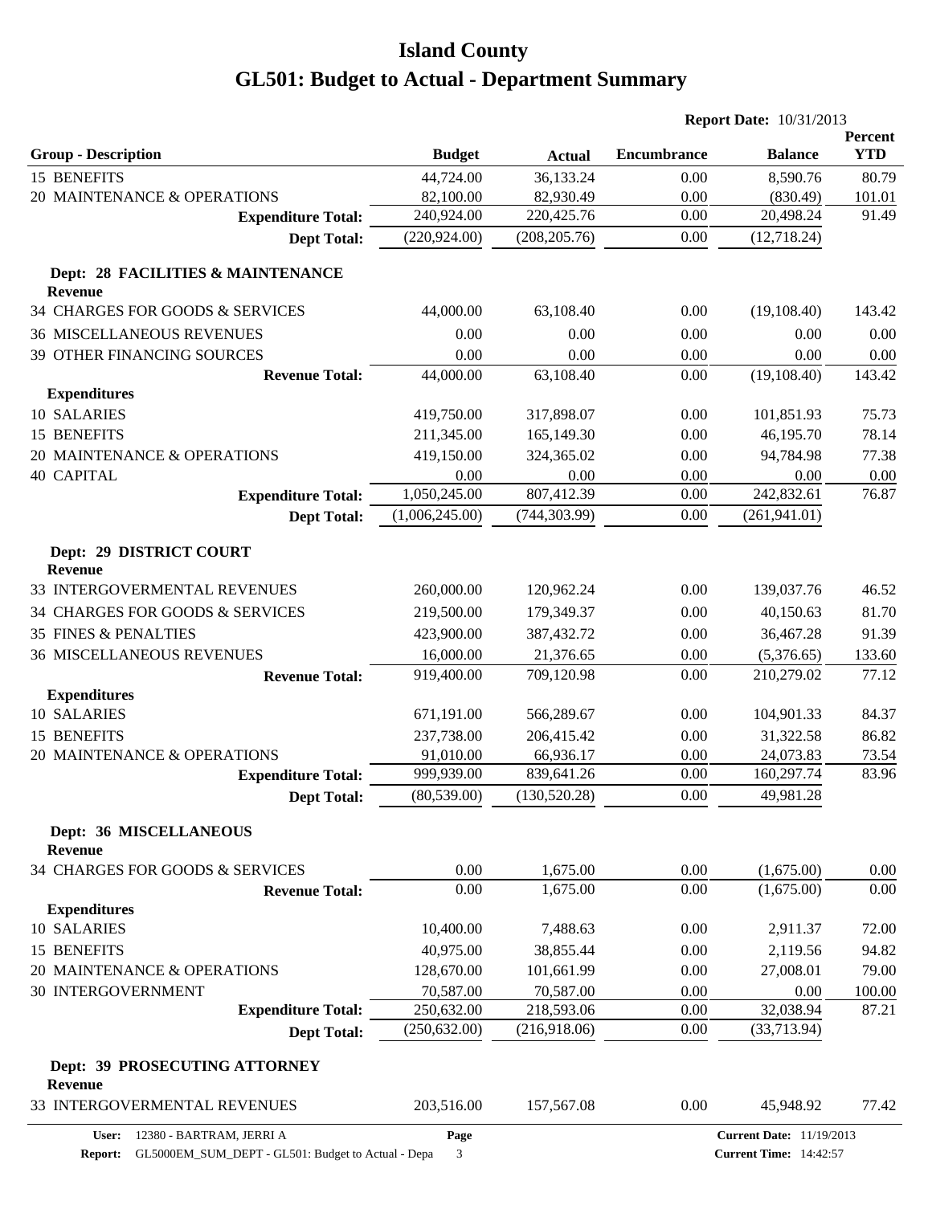# Island County

# GL501: Budget to Actual - Department Summary

**Report Date:** 10/31/2013

| Group - Description | Budget | Actual | Encumbrance | Balance | Percent YTD |
|---|---|---|---|---|---|
| 15 BENEFITS | 44,724.00 | 36,133.24 | 0.00 | 8,590.76 | 80.79 |
| 20 MAINTENANCE & OPERATIONS | 82,100.00 | 82,930.49 | 0.00 | (830.49) | 101.01 |
| **Expenditure Total:** | 240,924.00 | 220,425.76 | 0.00 | 20,498.24 | 91.49 |
| **Dept Total:** | (220,924.00) | (208,205.76) | 0.00 | (12,718.24) | |
| **Dept: 28 FACILITIES & MAINTENANCE** | | | | | |
| **Revenue** | | | | | |
| 34 CHARGES FOR GOODS & SERVICES | 44,000.00 | 63,108.40 | 0.00 | (19,108.40) | 143.42 |
| 36 MISCELLANEOUS REVENUES | 0.00 | 0.00 | 0.00 | 0.00 | 0.00 |
| 39 OTHER FINANCING SOURCES | 0.00 | 0.00 | 0.00 | 0.00 | 0.00 |
| **Revenue Total:** | 44,000.00 | 63,108.40 | 0.00 | (19,108.40) | 143.42 |
| **Expenditures** | | | | | |
| 10 SALARIES | 419,750.00 | 317,898.07 | 0.00 | 101,851.93 | 75.73 |
| 15 BENEFITS | 211,345.00 | 165,149.30 | 0.00 | 46,195.70 | 78.14 |
| 20 MAINTENANCE & OPERATIONS | 419,150.00 | 324,365.02 | 0.00 | 94,784.98 | 77.38 |
| 40 CAPITAL | 0.00 | 0.00 | 0.00 | 0.00 | 0.00 |
| **Expenditure Total:** | 1,050,245.00 | 807,412.39 | 0.00 | 242,832.61 | 76.87 |
| **Dept Total:** | (1,006,245.00) | (744,303.99) | 0.00 | (261,941.01) | |
| **Dept: 29 DISTRICT COURT** | | | | | |
| **Revenue** | | | | | |
| 33 INTERGOVERMENTAL REVENUES | 260,000.00 | 120,962.24 | 0.00 | 139,037.76 | 46.52 |
| 34 CHARGES FOR GOODS & SERVICES | 219,500.00 | 179,349.37 | 0.00 | 40,150.63 | 81.70 |
| 35 FINES & PENALTIES | 423,900.00 | 387,432.72 | 0.00 | 36,467.28 | 91.39 |
| 36 MISCELLANEOUS REVENUES | 16,000.00 | 21,376.65 | 0.00 | (5,376.65) | 133.60 |
| **Revenue Total:** | 919,400.00 | 709,120.98 | 0.00 | 210,279.02 | 77.12 |
| **Expenditures** | | | | | |
| 10 SALARIES | 671,191.00 | 566,289.67 | 0.00 | 104,901.33 | 84.37 |
| 15 BENEFITS | 237,738.00 | 206,415.42 | 0.00 | 31,322.58 | 86.82 |
| 20 MAINTENANCE & OPERATIONS | 91,010.00 | 66,936.17 | 0.00 | 24,073.83 | 73.54 |
| **Expenditure Total:** | 999,939.00 | 839,641.26 | 0.00 | 160,297.74 | 83.96 |
| **Dept Total:** | (80,539.00) | (130,520.28) | 0.00 | 49,981.28 | |
| **Dept: 36 MISCELLANEOUS** | | | | | |
| **Revenue** | | | | | |
| 34 CHARGES FOR GOODS & SERVICES | 0.00 | 1,675.00 | 0.00 | (1,675.00) | 0.00 |
| **Revenue Total:** | 0.00 | 1,675.00 | 0.00 | (1,675.00) | 0.00 |
| **Expenditures** | | | | | |
| 10 SALARIES | 10,400.00 | 7,488.63 | 0.00 | 2,911.37 | 72.00 |
| 15 BENEFITS | 40,975.00 | 38,855.44 | 0.00 | 2,119.56 | 94.82 |
| 20 MAINTENANCE & OPERATIONS | 128,670.00 | 101,661.99 | 0.00 | 27,008.01 | 79.00 |
| 30 INTERGOVERNMENT | 70,587.00 | 70,587.00 | 0.00 | 0.00 | 100.00 |
| **Expenditure Total:** | 250,632.00 | 218,593.06 | 0.00 | 32,038.94 | 87.21 |
| **Dept Total:** | (250,632.00) | (216,918.06) | 0.00 | (33,713.94) | |
| **Dept: 39 PROSECUTING ATTORNEY** | | | | | |
| **Revenue** | | | | | |
| 33 INTERGOVERMENTAL REVENUES | 203,516.00 | 157,567.08 | 0.00 | 45,948.92 | 77.42 |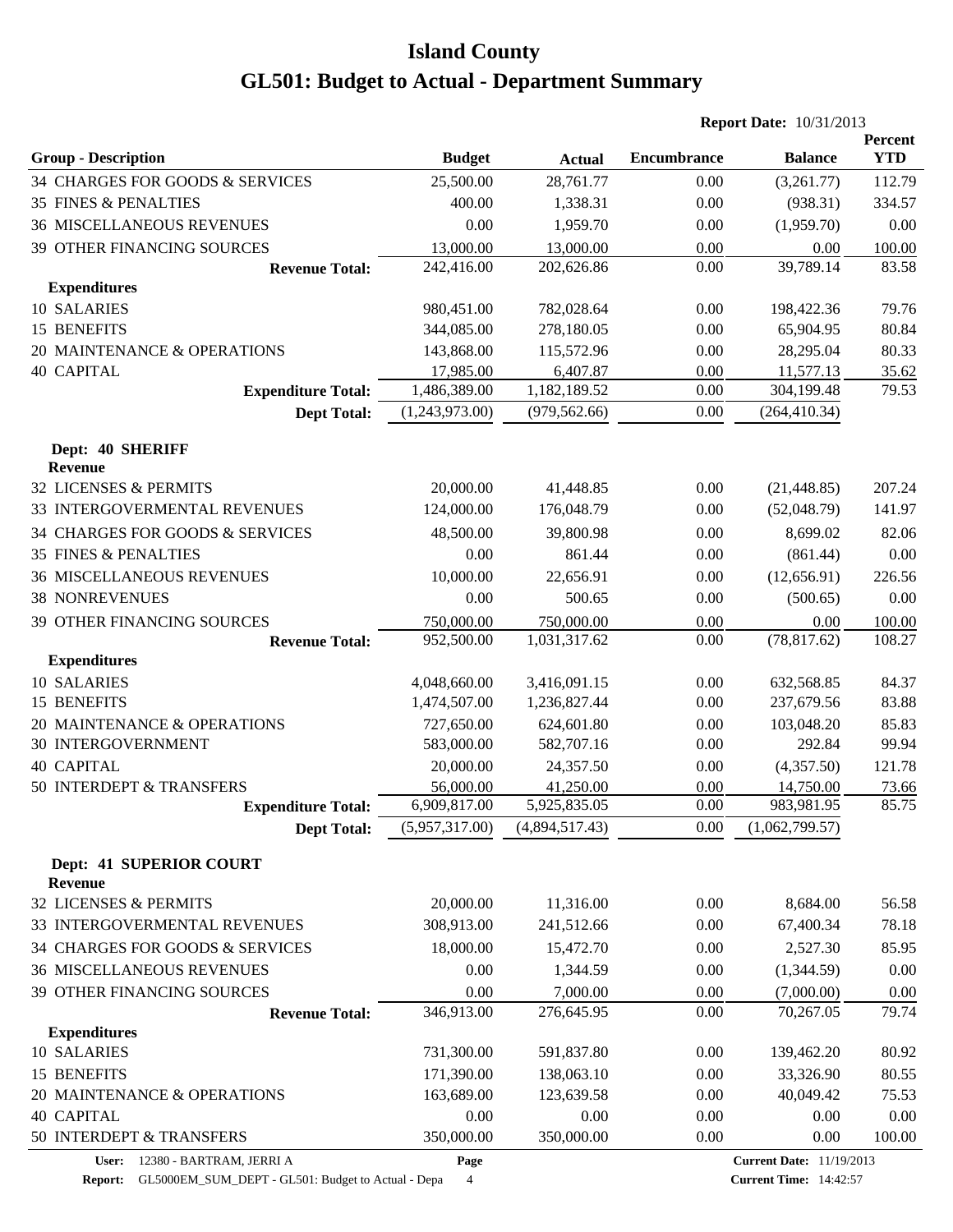# Island County
# GL501: Budget to Actual - Department Summary

**Report Date:** 10/31/2013

| Group - Description | Budget | Actual | Encumbrance | Balance | Percent YTD |
|---|---|---|---|---|---|
| 34 CHARGES FOR GOODS & SERVICES | 25,500.00 | 28,761.77 | 0.00 | (3,261.77) | 112.79 |
| 35 FINES & PENALTIES | 400.00 | 1,338.31 | 0.00 | (938.31) | 334.57 |
| 36 MISCELLANEOUS REVENUES | 0.00 | 1,959.70 | 0.00 | (1,959.70) | 0.00 |
| 39 OTHER FINANCING SOURCES | 13,000.00 | 13,000.00 | 0.00 | 0.00 | 100.00 |
| **Revenue Total:** | 242,416.00 | 202,626.86 | 0.00 | 39,789.14 | 83.58 |
| **Expenditures** | | | | | |
| 10 SALARIES | 980,451.00 | 782,028.64 | 0.00 | 198,422.36 | 79.76 |
| 15 BENEFITS | 344,085.00 | 278,180.05 | 0.00 | 65,904.95 | 80.84 |
| 20 MAINTENANCE & OPERATIONS | 143,868.00 | 115,572.96 | 0.00 | 28,295.04 | 80.33 |
| 40 CAPITAL | 17,985.00 | 6,407.87 | 0.00 | 11,577.13 | 35.62 |
| **Expenditure Total:** | 1,486,389.00 | 1,182,189.52 | 0.00 | 304,199.48 | 79.53 |
| **Dept Total:** | (1,243,973.00) | (979,562.66) | 0.00 | (264,410.34) | |

**Dept: 40 SHERIFF**

| Group - Description | Budget | Actual | Encumbrance | Balance | Percent YTD |
|---|---|---|---|---|---|
| **Revenue** | | | | | |
| 32 LICENSES & PERMITS | 20,000.00 | 41,448.85 | 0.00 | (21,448.85) | 207.24 |
| 33 INTERGOVERMENTAL REVENUES | 124,000.00 | 176,048.79 | 0.00 | (52,048.79) | 141.97 |
| 34 CHARGES FOR GOODS & SERVICES | 48,500.00 | 39,800.98 | 0.00 | 8,699.02 | 82.06 |
| 35 FINES & PENALTIES | 0.00 | 861.44 | 0.00 | (861.44) | 0.00 |
| 36 MISCELLANEOUS REVENUES | 10,000.00 | 22,656.91 | 0.00 | (12,656.91) | 226.56 |
| 38 NONREVENUES | 0.00 | 500.65 | 0.00 | (500.65) | 0.00 |
| 39 OTHER FINANCING SOURCES | 750,000.00 | 750,000.00 | 0.00 | 0.00 | 100.00 |
| **Revenue Total:** | 952,500.00 | 1,031,317.62 | 0.00 | (78,817.62) | 108.27 |
| **Expenditures** | | | | | |
| 10 SALARIES | 4,048,660.00 | 3,416,091.15 | 0.00 | 632,568.85 | 84.37 |
| 15 BENEFITS | 1,474,507.00 | 1,236,827.44 | 0.00 | 237,679.56 | 83.88 |
| 20 MAINTENANCE & OPERATIONS | 727,650.00 | 624,601.80 | 0.00 | 103,048.20 | 85.83 |
| 30 INTERGOVERNMENT | 583,000.00 | 582,707.16 | 0.00 | 292.84 | 99.94 |
| 40 CAPITAL | 20,000.00 | 24,357.50 | 0.00 | (4,357.50) | 121.78 |
| 50 INTERDEPT & TRANSFERS | 56,000.00 | 41,250.00 | 0.00 | 14,750.00 | 73.66 |
| **Expenditure Total:** | 6,909,817.00 | 5,925,835.05 | 0.00 | 983,981.95 | 85.75 |
| **Dept Total:** | (5,957,317.00) | (4,894,517.43) | 0.00 | (1,062,799.57) | |

**Dept: 41 SUPERIOR COURT**

| Group - Description | Budget | Actual | Encumbrance | Balance | Percent YTD |
|---|---|---|---|---|---|
| **Revenue** | | | | | |
| 32 LICENSES & PERMITS | 20,000.00 | 11,316.00 | 0.00 | 8,684.00 | 56.58 |
| 33 INTERGOVERMENTAL REVENUES | 308,913.00 | 241,512.66 | 0.00 | 67,400.34 | 78.18 |
| 34 CHARGES FOR GOODS & SERVICES | 18,000.00 | 15,472.70 | 0.00 | 2,527.30 | 85.95 |
| 36 MISCELLANEOUS REVENUES | 0.00 | 1,344.59 | 0.00 | (1,344.59) | 0.00 |
| 39 OTHER FINANCING SOURCES | 0.00 | 7,000.00 | 0.00 | (7,000.00) | 0.00 |
| **Revenue Total:** | 346,913.00 | 276,645.95 | 0.00 | 70,267.05 | 79.74 |
| **Expenditures** | | | | | |
| 10 SALARIES | 731,300.00 | 591,837.80 | 0.00 | 139,462.20 | 80.92 |
| 15 BENEFITS | 171,390.00 | 138,063.10 | 0.00 | 33,326.90 | 80.55 |
| 20 MAINTENANCE & OPERATIONS | 163,689.00 | 123,639.58 | 0.00 | 40,049.42 | 75.53 |
| 40 CAPITAL | 0.00 | 0.00 | 0.00 | 0.00 | 0.00 |
| 50 INTERDEPT & TRANSFERS | 350,000.00 | 350,000.00 | 0.00 | 0.00 | 100.00 |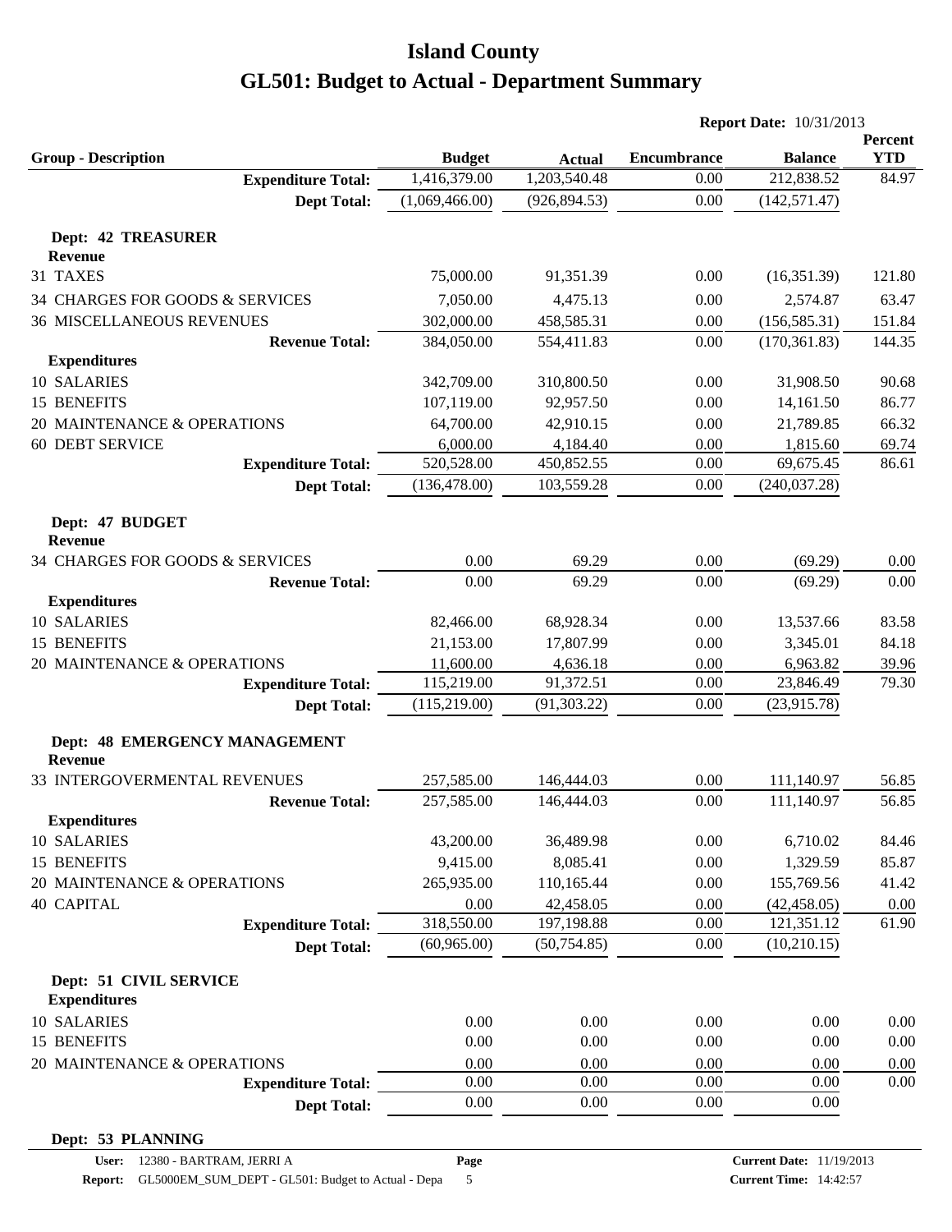# Island County

# GL501: Budget to Actual - Department Summary

**Report Date:** 10/31/2013

| Group - Description | Budget | Actual | Encumbrance | Balance | Percent YTD |
|---|---|---|---|---|---|
| **Expenditure Total:** | 1,416,379.00 | 1,203,540.48 | 0.00 | 212,838.52 | 84.97 |
| **Dept Total:** | (1,069,466.00) | (926,894.53) | 0.00 | (142,571.47) | |
| **Dept: 42 TREASURER** | | | | | |
| **Revenue** | | | | | |
| 31 TAXES | 75,000.00 | 91,351.39 | 0.00 | (16,351.39) | 121.80 |
| 34 CHARGES FOR GOODS & SERVICES | 7,050.00 | 4,475.13 | 0.00 | 2,574.87 | 63.47 |
| 36 MISCELLANEOUS REVENUES | 302,000.00 | 458,585.31 | 0.00 | (156,585.31) | 151.84 |
| **Revenue Total:** | 384,050.00 | 554,411.83 | 0.00 | (170,361.83) | 144.35 |
| **Expenditures** | | | | | |
| 10 SALARIES | 342,709.00 | 310,800.50 | 0.00 | 31,908.50 | 90.68 |
| 15 BENEFITS | 107,119.00 | 92,957.50 | 0.00 | 14,161.50 | 86.77 |
| 20 MAINTENANCE & OPERATIONS | 64,700.00 | 42,910.15 | 0.00 | 21,789.85 | 66.32 |
| 60 DEBT SERVICE | 6,000.00 | 4,184.40 | 0.00 | 1,815.60 | 69.74 |
| **Expenditure Total:** | 520,528.00 | 450,852.55 | 0.00 | 69,675.45 | 86.61 |
| **Dept Total:** | (136,478.00) | 103,559.28 | 0.00 | (240,037.28) | |
| **Dept: 47 BUDGET** | | | | | |
| **Revenue** | | | | | |
| 34 CHARGES FOR GOODS & SERVICES | 0.00 | 69.29 | 0.00 | (69.29) | 0.00 |
| **Revenue Total:** | 0.00 | 69.29 | 0.00 | (69.29) | 0.00 |
| **Expenditures** | | | | | |
| 10 SALARIES | 82,466.00 | 68,928.34 | 0.00 | 13,537.66 | 83.58 |
| 15 BENEFITS | 21,153.00 | 17,807.99 | 0.00 | 3,345.01 | 84.18 |
| 20 MAINTENANCE & OPERATIONS | 11,600.00 | 4,636.18 | 0.00 | 6,963.82 | 39.96 |
| **Expenditure Total:** | 115,219.00 | 91,372.51 | 0.00 | 23,846.49 | 79.30 |
| **Dept Total:** | (115,219.00) | (91,303.22) | 0.00 | (23,915.78) | |
| **Dept: 48 EMERGENCY MANAGEMENT** | | | | | |
| **Revenue** | | | | | |
| 33 INTERGOVERMENTAL REVENUES | 257,585.00 | 146,444.03 | 0.00 | 111,140.97 | 56.85 |
| **Revenue Total:** | 257,585.00 | 146,444.03 | 0.00 | 111,140.97 | 56.85 |
| **Expenditures** | | | | | |
| 10 SALARIES | 43,200.00 | 36,489.98 | 0.00 | 6,710.02 | 84.46 |
| 15 BENEFITS | 9,415.00 | 8,085.41 | 0.00 | 1,329.59 | 85.87 |
| 20 MAINTENANCE & OPERATIONS | 265,935.00 | 110,165.44 | 0.00 | 155,769.56 | 41.42 |
| 40 CAPITAL | 0.00 | 42,458.05 | 0.00 | (42,458.05) | 0.00 |
| **Expenditure Total:** | 318,550.00 | 197,198.88 | 0.00 | 121,351.12 | 61.90 |
| **Dept Total:** | (60,965.00) | (50,754.85) | 0.00 | (10,210.15) | |
| **Dept: 51 CIVIL SERVICE** | | | | | |
| **Expenditures** | | | | | |
| 10 SALARIES | 0.00 | 0.00 | 0.00 | 0.00 | 0.00 |
| 15 BENEFITS | 0.00 | 0.00 | 0.00 | 0.00 | 0.00 |
| 20 MAINTENANCE & OPERATIONS | 0.00 | 0.00 | 0.00 | 0.00 | 0.00 |
| **Expenditure Total:** | 0.00 | 0.00 | 0.00 | 0.00 | 0.00 |
| **Dept Total:** | 0.00 | 0.00 | 0.00 | 0.00 | |
| **Dept: 53 PLANNING** | | | | | |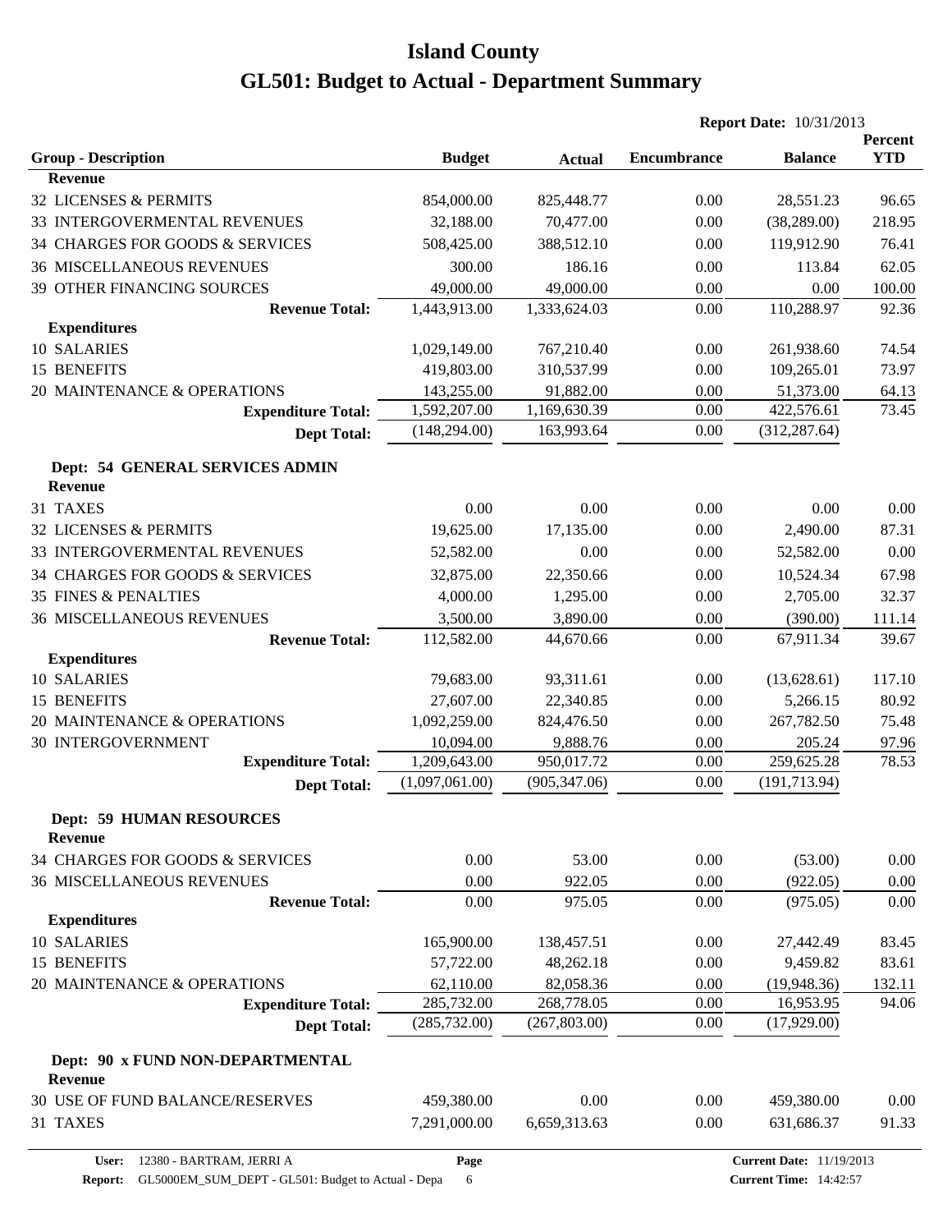# Island County
# GL501: Budget to Actual - Department Summary

**Report Date:** 10/31/2013

| Group - Description | Budget | Actual | Encumbrance | Balance | Percent YTD |
|---|---|---|---|---|---|
| **Revenue** | | | | | |
| 32 LICENSES & PERMITS | 854,000.00 | 825,448.77 | 0.00 | 28,551.23 | 96.65 |
| 33 INTERGOVERMENTAL REVENUES | 32,188.00 | 70,477.00 | 0.00 | (38,289.00) | 218.95 |
| 34 CHARGES FOR GOODS & SERVICES | 508,425.00 | 388,512.10 | 0.00 | 119,912.90 | 76.41 |
| 36 MISCELLANEOUS REVENUES | 300.00 | 186.16 | 0.00 | 113.84 | 62.05 |
| 39 OTHER FINANCING SOURCES | 49,000.00 | 49,000.00 | 0.00 | 0.00 | 100.00 |
| **Revenue Total:** | 1,443,913.00 | 1,333,624.03 | 0.00 | 110,288.97 | 92.36 |
| **Expenditures** | | | | | |
| 10 SALARIES | 1,029,149.00 | 767,210.40 | 0.00 | 261,938.60 | 74.54 |
| 15 BENEFITS | 419,803.00 | 310,537.99 | 0.00 | 109,265.01 | 73.97 |
| 20 MAINTENANCE & OPERATIONS | 143,255.00 | 91,882.00 | 0.00 | 51,373.00 | 64.13 |
| **Expenditure Total:** | 1,592,207.00 | 1,169,630.39 | 0.00 | 422,576.61 | 73.45 |
| **Dept Total:** | (148,294.00) | 163,993.64 | 0.00 | (312,287.64) | |

**Dept: 54 GENERAL SERVICES ADMIN**

| Group - Description | Budget | Actual | Encumbrance | Balance | Percent YTD |
|---|---|---|---|---|---|
| **Revenue** | | | | | |
| 31 TAXES | 0.00 | 0.00 | 0.00 | 0.00 | 0.00 |
| 32 LICENSES & PERMITS | 19,625.00 | 17,135.00 | 0.00 | 2,490.00 | 87.31 |
| 33 INTERGOVERMENTAL REVENUES | 52,582.00 | 0.00 | 0.00 | 52,582.00 | 0.00 |
| 34 CHARGES FOR GOODS & SERVICES | 32,875.00 | 22,350.66 | 0.00 | 10,524.34 | 67.98 |
| 35 FINES & PENALTIES | 4,000.00 | 1,295.00 | 0.00 | 2,705.00 | 32.37 |
| 36 MISCELLANEOUS REVENUES | 3,500.00 | 3,890.00 | 0.00 | (390.00) | 111.14 |
| **Revenue Total:** | 112,582.00 | 44,670.66 | 0.00 | 67,911.34 | 39.67 |
| **Expenditures** | | | | | |
| 10 SALARIES | 79,683.00 | 93,311.61 | 0.00 | (13,628.61) | 117.10 |
| 15 BENEFITS | 27,607.00 | 22,340.85 | 0.00 | 5,266.15 | 80.92 |
| 20 MAINTENANCE & OPERATIONS | 1,092,259.00 | 824,476.50 | 0.00 | 267,782.50 | 75.48 |
| 30 INTERGOVERNMENT | 10,094.00 | 9,888.76 | 0.00 | 205.24 | 97.96 |
| **Expenditure Total:** | 1,209,643.00 | 950,017.72 | 0.00 | 259,625.28 | 78.53 |
| **Dept Total:** | (1,097,061.00) | (905,347.06) | 0.00 | (191,713.94) | |

**Dept: 59 HUMAN RESOURCES**

| Group - Description | Budget | Actual | Encumbrance | Balance | Percent YTD |
|---|---|---|---|---|---|
| **Revenue** | | | | | |
| 34 CHARGES FOR GOODS & SERVICES | 0.00 | 53.00 | 0.00 | (53.00) | 0.00 |
| 36 MISCELLANEOUS REVENUES | 0.00 | 922.05 | 0.00 | (922.05) | 0.00 |
| **Revenue Total:** | 0.00 | 975.05 | 0.00 | (975.05) | 0.00 |
| **Expenditures** | | | | | |
| 10 SALARIES | 165,900.00 | 138,457.51 | 0.00 | 27,442.49 | 83.45 |
| 15 BENEFITS | 57,722.00 | 48,262.18 | 0.00 | 9,459.82 | 83.61 |
| 20 MAINTENANCE & OPERATIONS | 62,110.00 | 82,058.36 | 0.00 | (19,948.36) | 132.11 |
| **Expenditure Total:** | 285,732.00 | 268,778.05 | 0.00 | 16,953.95 | 94.06 |
| **Dept Total:** | (285,732.00) | (267,803.00) | 0.00 | (17,929.00) | |

**Dept: 90 x FUND NON-DEPARTMENTAL**

| Group - Description | Budget | Actual | Encumbrance | Balance | Percent YTD |
|---|---|---|---|---|---|
| **Revenue** | | | | | |
| 30 USE OF FUND BALANCE/RESERVES | 459,380.00 | 0.00 | 0.00 | 459,380.00 | 0.00 |
| 31 TAXES | 7,291,000.00 | 6,659,313.63 | 0.00 | 631,686.37 | 91.33 |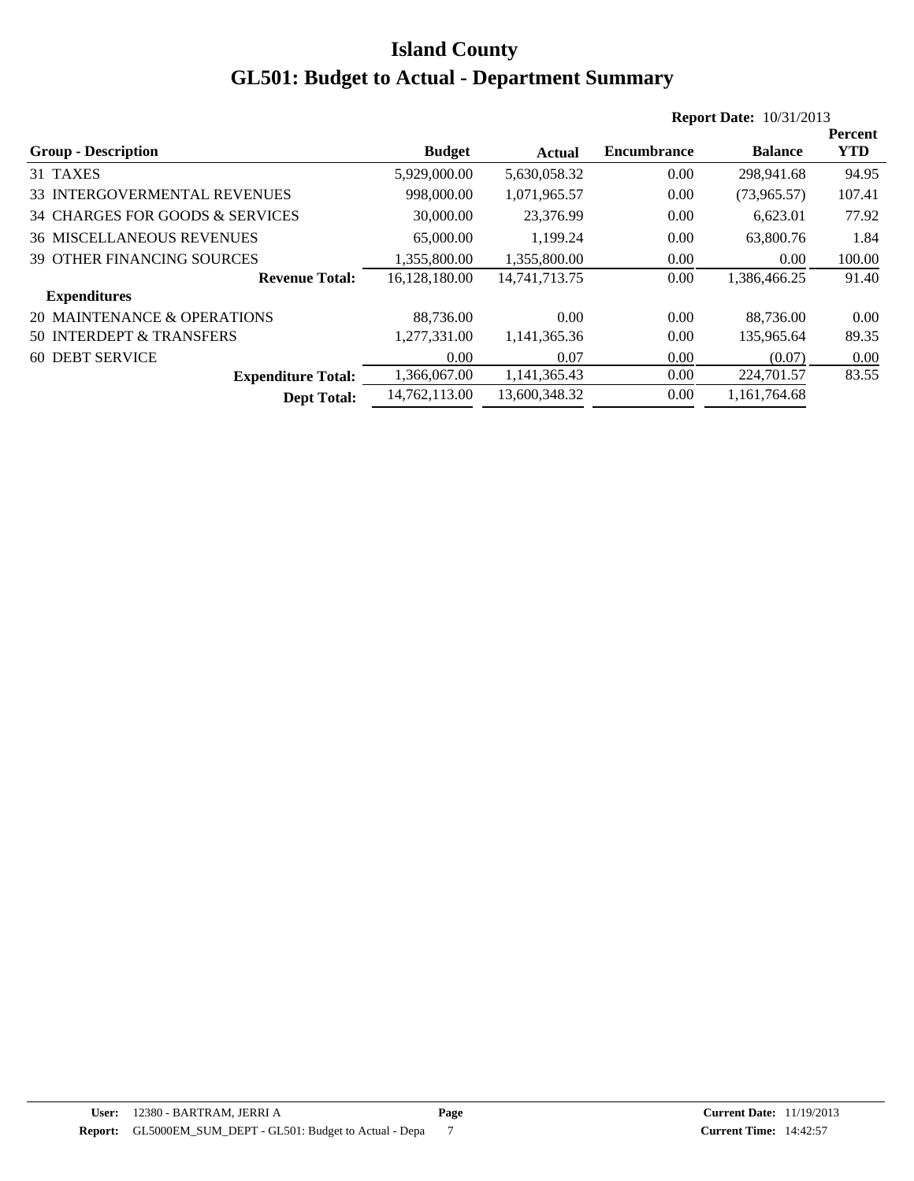# Island County

# GL501: Budget to Actual - Department Summary

**Report Date:** 10/31/2013

| Group - Description | Budget | Actual | Encumbrance | Balance | Percent YTD |
|---|---|---|---|---|---|
| 31 TAXES | 5,929,000.00 | 5,630,058.32 | 0.00 | 298,941.68 | 94.95 |
| 33 INTERGOVERMENTAL REVENUES | 998,000.00 | 1,071,965.57 | 0.00 | (73,965.57) | 107.41 |
| 34 CHARGES FOR GOODS & SERVICES | 30,000.00 | 23,376.99 | 0.00 | 6,623.01 | 77.92 |
| 36 MISCELLANEOUS REVENUES | 65,000.00 | 1,199.24 | 0.00 | 63,800.76 | 1.84 |
| 39 OTHER FINANCING SOURCES | 1,355,800.00 | 1,355,800.00 | 0.00 | 0.00 | 100.00 |
| **Revenue Total:** | 16,128,180.00 | 14,741,713.75 | 0.00 | 1,386,466.25 | 91.40 |
| **Expenditures** | | | | | |
| 20 MAINTENANCE & OPERATIONS | 88,736.00 | 0.00 | 0.00 | 88,736.00 | 0.00 |
| 50 INTERDEPT & TRANSFERS | 1,277,331.00 | 1,141,365.36 | 0.00 | 135,965.64 | 89.35 |
| 60 DEBT SERVICE | 0.00 | 0.07 | 0.00 | (0.07) | 0.00 |
| **Expenditure Total:** | 1,366,067.00 | 1,141,365.43 | 0.00 | 224,701.57 | 83.55 |
| **Dept Total:** | 14,762,113.00 | 13,600,348.32 | 0.00 | 1,161,764.68 | |

**User:** 12380 - BARTRAM, JERRI A
**Report:** GL5000EM_SUM_DEPT - GL501: Budget to Actual - Depa
**Page** 7
**Current Date:** 11/19/2013
**Current Time:** 14:42:57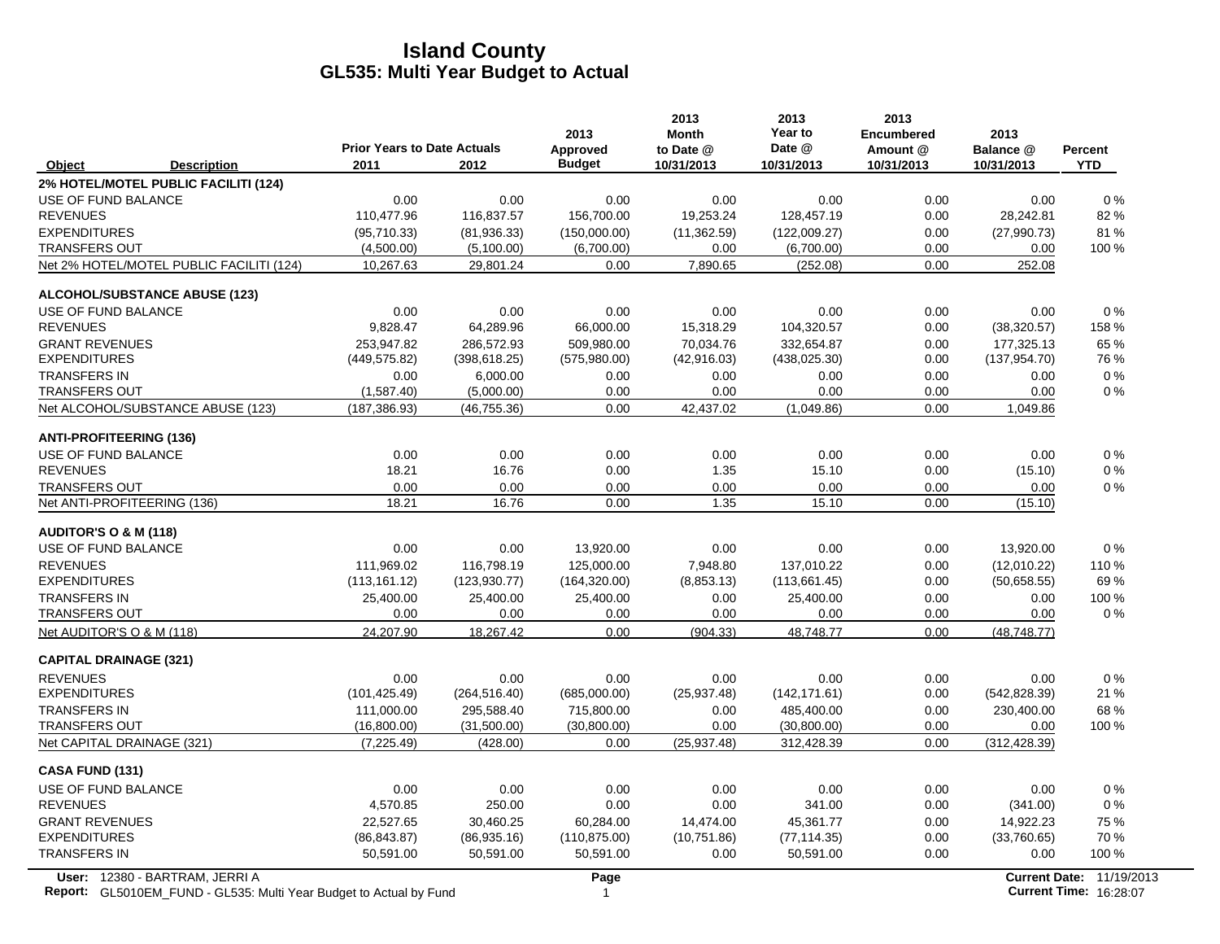# Island County
## GL535: Multi Year Budget to Actual

| Object | Description | Prior Years to Date Actuals 2011 | 2012 | 2013 Approved Budget | 2013 Month to Date @ 10/31/2013 | 2013 Year to Date @ 10/31/2013 | 2013 Encumbered Amount @ 10/31/2013 | 2013 Balance @ 10/31/2013 | Percent YTD |
|---|---|---|---|---|---|---|---|---|---|
| **2% HOTEL/MOTEL PUBLIC FACILITI (124)** | | | | | | | | | |
| USE OF FUND BALANCE | | 0.00 | 0.00 | 0.00 | 0.00 | 0.00 | 0.00 | 0.00 | 0 % |
| REVENUES | | 110,477.96 | 116,837.57 | 156,700.00 | 19,253.24 | 128,457.19 | 0.00 | 28,242.81 | 82 % |
| EXPENDITURES | | (95,710.33) | (81,936.33) | (150,000.00) | (11,362.59) | (122,009.27) | 0.00 | (27,990.73) | 81 % |
| TRANSFERS OUT | | (4,500.00) | (5,100.00) | (6,700.00) | 0.00 | (6,700.00) | 0.00 | 0.00 | 100 % |
| Net 2% HOTEL/MOTEL PUBLIC FACILITI (124) | | 10,267.63 | 29,801.24 | 0.00 | 7,890.65 | (252.08) | 0.00 | 252.08 | |
| **ALCOHOL/SUBSTANCE ABUSE (123)** | | | | | | | | | |
| USE OF FUND BALANCE | | 0.00 | 0.00 | 0.00 | 0.00 | 0.00 | 0.00 | 0.00 | 0 % |
| REVENUES | | 9,828.47 | 64,289.96 | 66,000.00 | 15,318.29 | 104,320.57 | 0.00 | (38,320.57) | 158 % |
| GRANT REVENUES | | 253,947.82 | 286,572.93 | 509,980.00 | 70,034.76 | 332,654.87 | 0.00 | 177,325.13 | 65 % |
| EXPENDITURES | | (449,575.82) | (398,618.25) | (575,980.00) | (42,916.03) | (438,025.30) | 0.00 | (137,954.70) | 76 % |
| TRANSFERS IN | | 0.00 | 6,000.00 | 0.00 | 0.00 | 0.00 | 0.00 | 0.00 | 0 % |
| TRANSFERS OUT | | (1,587.40) | (5,000.00) | 0.00 | 0.00 | 0.00 | 0.00 | 0.00 | 0 % |
| Net ALCOHOL/SUBSTANCE ABUSE (123) | | (187,386.93) | (46,755.36) | 0.00 | 42,437.02 | (1,049.86) | 0.00 | 1,049.86 | |
| **ANTI-PROFITEERING (136)** | | | | | | | | | |
| USE OF FUND BALANCE | | 0.00 | 0.00 | 0.00 | 0.00 | 0.00 | 0.00 | 0.00 | 0 % |
| REVENUES | | 18.21 | 16.76 | 0.00 | 1.35 | 15.10 | 0.00 | (15.10) | 0 % |
| TRANSFERS OUT | | 0.00 | 0.00 | 0.00 | 0.00 | 0.00 | 0.00 | 0.00 | 0 % |
| Net ANTI-PROFITEERING (136) | | 18.21 | 16.76 | 0.00 | 1.35 | 15.10 | 0.00 | (15.10) | |
| **AUDITOR'S O & M (118)** | | | | | | | | | |
| USE OF FUND BALANCE | | 0.00 | 0.00 | 13,920.00 | 0.00 | 0.00 | 0.00 | 13,920.00 | 0 % |
| REVENUES | | 111,969.02 | 116,798.19 | 125,000.00 | 7,948.80 | 137,010.22 | 0.00 | (12,010.22) | 110 % |
| EXPENDITURES | | (113,161.12) | (123,930.77) | (164,320.00) | (8,853.13) | (113,661.45) | 0.00 | (50,658.55) | 69 % |
| TRANSFERS IN | | 25,400.00 | 25,400.00 | 25,400.00 | 0.00 | 25,400.00 | 0.00 | 0.00 | 100 % |
| TRANSFERS OUT | | 0.00 | 0.00 | 0.00 | 0.00 | 0.00 | 0.00 | 0.00 | 0 % |
| Net AUDITOR'S O & M (118) | | 24,207.90 | 18,267.42 | 0.00 | (904.33) | 48,748.77 | 0.00 | (48,748.77) | |
| **CAPITAL DRAINAGE (321)** | | | | | | | | | |
| REVENUES | | 0.00 | 0.00 | 0.00 | 0.00 | 0.00 | 0.00 | 0.00 | 0 % |
| EXPENDITURES | | (101,425.49) | (264,516.40) | (685,000.00) | (25,937.48) | (142,171.61) | 0.00 | (542,828.39) | 21 % |
| TRANSFERS IN | | 111,000.00 | 295,588.40 | 715,800.00 | 0.00 | 485,400.00 | 0.00 | 230,400.00 | 68 % |
| TRANSFERS OUT | | (16,800.00) | (31,500.00) | (30,800.00) | 0.00 | (30,800.00) | 0.00 | 0.00 | 100 % |
| Net CAPITAL DRAINAGE (321) | | (7,225.49) | (428.00) | 0.00 | (25,937.48) | 312,428.39 | 0.00 | (312,428.39) | |
| **CASA FUND (131)** | | | | | | | | | |
| USE OF FUND BALANCE | | 0.00 | 0.00 | 0.00 | 0.00 | 0.00 | 0.00 | 0.00 | 0 % |
| REVENUES | | 4,570.85 | 250.00 | 0.00 | 0.00 | 341.00 | 0.00 | (341.00) | 0 % |
| GRANT REVENUES | | 22,527.65 | 30,460.25 | 60,284.00 | 14,474.00 | 45,361.77 | 0.00 | 14,922.23 | 75 % |
| EXPENDITURES | | (86,843.87) | (86,935.16) | (110,875.00) | (10,751.86) | (77,114.35) | 0.00 | (33,760.65) | 70 % |
| TRANSFERS IN | | 50,591.00 | 50,591.00 | 50,591.00 | 0.00 | 50,591.00 | 0.00 | 0.00 | 100 % |

User: 12380 - BARTRAM, JERRI A
Report: GL5010EM_FUND - GL535: Multi Year Budget to Actual by Fund
Current Date: 11/19/2013
Current Time: 16:28:07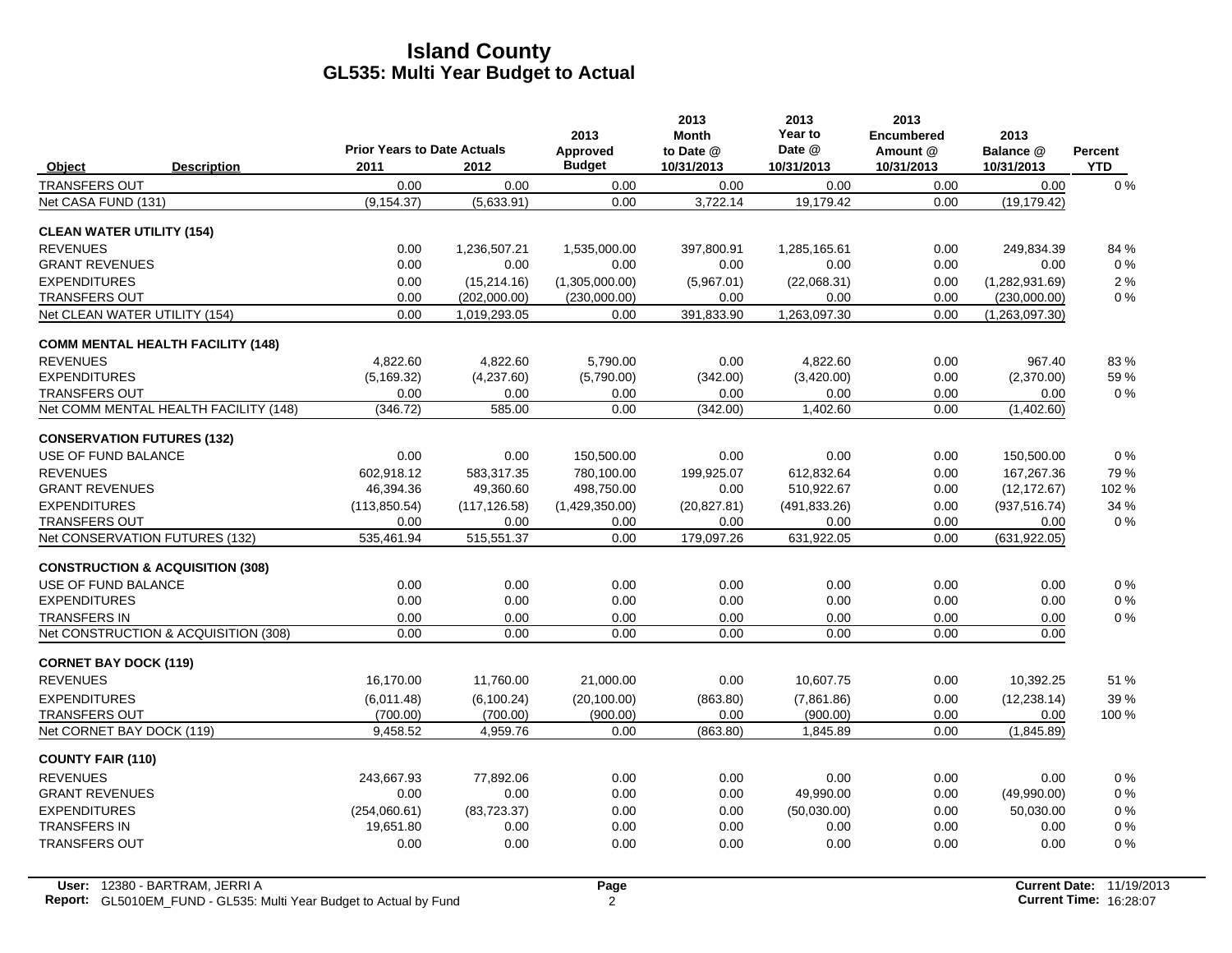# Island County
## GL535: Multi Year Budget to Actual

| Object | Description | Prior Years to Date Actuals 2011 | 2012 | 2013 Approved Budget | 2013 Month to Date @ 10/31/2013 | 2013 Year to Date @ 10/31/2013 | 2013 Encumbered Amount @ 10/31/2013 | 2013 Balance @ 10/31/2013 | Percent YTD |
|---|---|---|---|---|---|---|---|---|---|
| TRANSFERS OUT | | 0.00 | 0.00 | 0.00 | 0.00 | 0.00 | 0.00 | 0.00 | 0 % |
| Net CASA FUND (131) | | (9,154.37) | (5,633.91) | 0.00 | 3,722.14 | 19,179.42 | 0.00 | (19,179.42) | |
| **CLEAN WATER UTILITY (154)** | | | | | | | | | |
| REVENUES | | 0.00 | 1,236,507.21 | 1,535,000.00 | 397,800.91 | 1,285,165.61 | 0.00 | 249,834.39 | 84 % |
| GRANT REVENUES | | 0.00 | 0.00 | 0.00 | 0.00 | 0.00 | 0.00 | 0.00 | 0 % |
| EXPENDITURES | | 0.00 | (15,214.16) | (1,305,000.00) | (5,967.01) | (22,068.31) | 0.00 | (1,282,931.69) | 2 % |
| TRANSFERS OUT | | 0.00 | (202,000.00) | (230,000.00) | 0.00 | 0.00 | 0.00 | (230,000.00) | 0 % |
| Net CLEAN WATER UTILITY (154) | | 0.00 | 1,019,293.05 | 0.00 | 391,833.90 | 1,263,097.30 | 0.00 | (1,263,097.30) | |
| **COMM MENTAL HEALTH FACILITY (148)** | | | | | | | | | |
| REVENUES | | 4,822.60 | 4,822.60 | 5,790.00 | 0.00 | 4,822.60 | 0.00 | 967.40 | 83 % |
| EXPENDITURES | | (5,169.32) | (4,237.60) | (5,790.00) | (342.00) | (3,420.00) | 0.00 | (2,370.00) | 59 % |
| TRANSFERS OUT | | 0.00 | 0.00 | 0.00 | 0.00 | 0.00 | 0.00 | 0.00 | 0 % |
| Net COMM MENTAL HEALTH FACILITY (148) | | (346.72) | 585.00 | 0.00 | (342.00) | 1,402.60 | 0.00 | (1,402.60) | |
| **CONSERVATION FUTURES (132)** | | | | | | | | | |
| USE OF FUND BALANCE | | 0.00 | 0.00 | 150,500.00 | 0.00 | 0.00 | 0.00 | 150,500.00 | 0 % |
| REVENUES | | 602,918.12 | 583,317.35 | 780,100.00 | 199,925.07 | 612,832.64 | 0.00 | 167,267.36 | 79 % |
| GRANT REVENUES | | 46,394.36 | 49,360.60 | 498,750.00 | 0.00 | 510,922.67 | 0.00 | (12,172.67) | 102 % |
| EXPENDITURES | | (113,850.54) | (117,126.58) | (1,429,350.00) | (20,827.81) | (491,833.26) | 0.00 | (937,516.74) | 34 % |
| TRANSFERS OUT | | 0.00 | 0.00 | 0.00 | 0.00 | 0.00 | 0.00 | 0.00 | 0 % |
| Net CONSERVATION FUTURES (132) | | 535,461.94 | 515,551.37 | 0.00 | 179,097.26 | 631,922.05 | 0.00 | (631,922.05) | |
| **CONSTRUCTION & ACQUISITION (308)** | | | | | | | | | |
| USE OF FUND BALANCE | | 0.00 | 0.00 | 0.00 | 0.00 | 0.00 | 0.00 | 0.00 | 0 % |
| EXPENDITURES | | 0.00 | 0.00 | 0.00 | 0.00 | 0.00 | 0.00 | 0.00 | 0 % |
| TRANSFERS IN | | 0.00 | 0.00 | 0.00 | 0.00 | 0.00 | 0.00 | 0.00 | 0 % |
| Net CONSTRUCTION & ACQUISITION (308) | | 0.00 | 0.00 | 0.00 | 0.00 | 0.00 | 0.00 | 0.00 | |
| **CORNET BAY DOCK (119)** | | | | | | | | | |
| REVENUES | | 16,170.00 | 11,760.00 | 21,000.00 | 0.00 | 10,607.75 | 0.00 | 10,392.25 | 51 % |
| EXPENDITURES | | (6,011.48) | (6,100.24) | (20,100.00) | (863.80) | (7,861.86) | 0.00 | (12,238.14) | 39 % |
| TRANSFERS OUT | | (700.00) | (700.00) | (900.00) | 0.00 | (900.00) | 0.00 | 0.00 | 100 % |
| Net CORNET BAY DOCK (119) | | 9,458.52 | 4,959.76 | 0.00 | (863.80) | 1,845.89 | 0.00 | (1,845.89) | |
| **COUNTY FAIR (110)** | | | | | | | | | |
| REVENUES | | 243,667.93 | 77,892.06 | 0.00 | 0.00 | 0.00 | 0.00 | 0.00 | 0 % |
| GRANT REVENUES | | 0.00 | 0.00 | 0.00 | 0.00 | 49,990.00 | 0.00 | (49,990.00) | 0 % |
| EXPENDITURES | | (254,060.61) | (83,723.37) | 0.00 | 0.00 | (50,030.00) | 0.00 | 50,030.00 | 0 % |
| TRANSFERS IN | | 19,651.80 | 0.00 | 0.00 | 0.00 | 0.00 | 0.00 | 0.00 | 0 % |
| TRANSFERS OUT | | 0.00 | 0.00 | 0.00 | 0.00 | 0.00 | 0.00 | 0.00 | 0 % |

**User:** 12380 - BARTRAM, JERRI A
**Report:** GL5010EM_FUND - GL535: Multi Year Budget to Actual by Fund
**Current Date:** 11/19/2013
**Current Time:** 16:28:07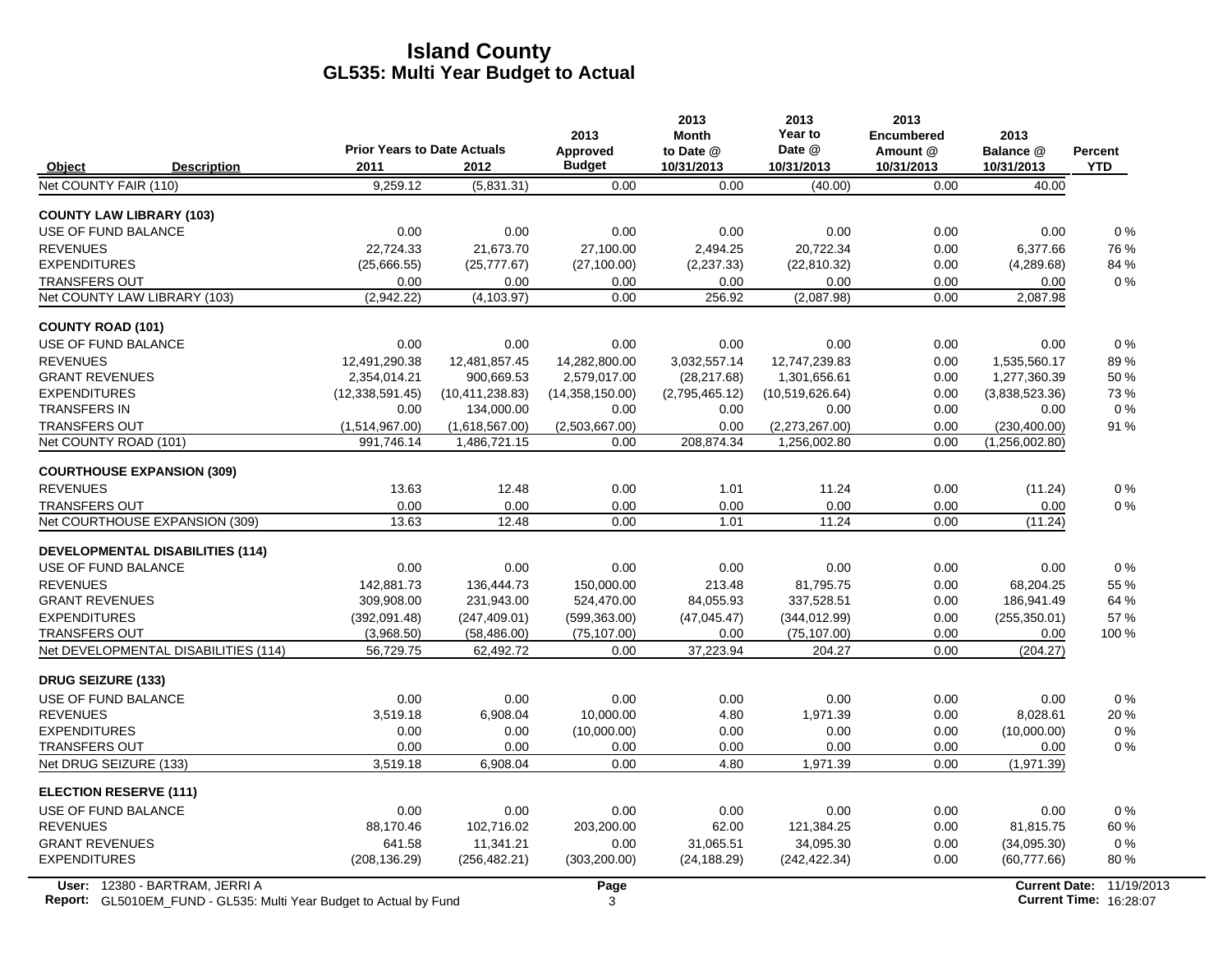# Island County
## GL535: Multi Year Budget to Actual

| Object | Description | Prior Years to Date Actuals 2011 | 2012 | 2013 Approved Budget | 2013 Month to Date @ 10/31/2013 | 2013 Year to Date @ 10/31/2013 | 2013 Encumbered Amount @ 10/31/2013 | 2013 Balance @ 10/31/2013 | Percent YTD |
|---|---|---|---|---|---|---|---|---|---|
| Net COUNTY FAIR (110) | | 9,259.12 | (5,831.31) | 0.00 | 0.00 | (40.00) | 0.00 | 40.00 | |
| **COUNTY LAW LIBRARY (103)** | | | | | | | | | |
| USE OF FUND BALANCE | | 0.00 | 0.00 | 0.00 | 0.00 | 0.00 | 0.00 | 0.00 | 0 % |
| REVENUES | | 22,724.33 | 21,673.70 | 27,100.00 | 2,494.25 | 20,722.34 | 0.00 | 6,377.66 | 76 % |
| EXPENDITURES | | (25,666.55) | (25,777.67) | (27,100.00) | (2,237.33) | (22,810.32) | 0.00 | (4,289.68) | 84 % |
| TRANSFERS OUT | | 0.00 | 0.00 | 0.00 | 0.00 | 0.00 | 0.00 | 0.00 | 0 % |
| Net COUNTY LAW LIBRARY (103) | | (2,942.22) | (4,103.97) | 0.00 | 256.92 | (2,087.98) | 0.00 | 2,087.98 | |
| **COUNTY ROAD (101)** | | | | | | | | | |
| USE OF FUND BALANCE | | 0.00 | 0.00 | 0.00 | 0.00 | 0.00 | 0.00 | 0.00 | 0 % |
| REVENUES | | 12,491,290.38 | 12,481,857.45 | 14,282,800.00 | 3,032,557.14 | 12,747,239.83 | 0.00 | 1,535,560.17 | 89 % |
| GRANT REVENUES | | 2,354,014.21 | 900,669.53 | 2,579,017.00 | (28,217.68) | 1,301,656.61 | 0.00 | 1,277,360.39 | 50 % |
| EXPENDITURES | | (12,338,591.45) | (10,411,238.83) | (14,358,150.00) | (2,795,465.12) | (10,519,626.64) | 0.00 | (3,838,523.36) | 73 % |
| TRANSFERS IN | | 0.00 | 134,000.00 | 0.00 | 0.00 | 0.00 | 0.00 | 0.00 | 0 % |
| TRANSFERS OUT | | (1,514,967.00) | (1,618,567.00) | (2,503,667.00) | 0.00 | (2,273,267.00) | 0.00 | (230,400.00) | 91 % |
| Net COUNTY ROAD (101) | | 991,746.14 | 1,486,721.15 | 0.00 | 208,874.34 | 1,256,002.80 | 0.00 | (1,256,002.80) | |
| **COURTHOUSE EXPANSION (309)** | | | | | | | | | |
| REVENUES | | 13.63 | 12.48 | 0.00 | 1.01 | 11.24 | 0.00 | (11.24) | 0 % |
| TRANSFERS OUT | | 0.00 | 0.00 | 0.00 | 0.00 | 0.00 | 0.00 | 0.00 | 0 % |
| Net COURTHOUSE EXPANSION (309) | | 13.63 | 12.48 | 0.00 | 1.01 | 11.24 | 0.00 | (11.24) | |
| **DEVELOPMENTAL DISABILITIES (114)** | | | | | | | | | |
| USE OF FUND BALANCE | | 0.00 | 0.00 | 0.00 | 0.00 | 0.00 | 0.00 | 0.00 | 0 % |
| REVENUES | | 142,881.73 | 136,444.73 | 150,000.00 | 213.48 | 81,795.75 | 0.00 | 68,204.25 | 55 % |
| GRANT REVENUES | | 309,908.00 | 231,943.00 | 524,470.00 | 84,055.93 | 337,528.51 | 0.00 | 186,941.49 | 64 % |
| EXPENDITURES | | (392,091.48) | (247,409.01) | (599,363.00) | (47,045.47) | (344,012.99) | 0.00 | (255,350.01) | 57 % |
| TRANSFERS OUT | | (3,968.50) | (58,486.00) | (75,107.00) | 0.00 | (75,107.00) | 0.00 | 0.00 | 100 % |
| Net DEVELOPMENTAL DISABILITIES (114) | | 56,729.75 | 62,492.72 | 0.00 | 37,223.94 | 204.27 | 0.00 | (204.27) | |
| **DRUG SEIZURE (133)** | | | | | | | | | |
| USE OF FUND BALANCE | | 0.00 | 0.00 | 0.00 | 0.00 | 0.00 | 0.00 | 0.00 | 0 % |
| REVENUES | | 3,519.18 | 6,908.04 | 10,000.00 | 4.80 | 1,971.39 | 0.00 | 8,028.61 | 20 % |
| EXPENDITURES | | 0.00 | 0.00 | (10,000.00) | 0.00 | 0.00 | 0.00 | (10,000.00) | 0 % |
| TRANSFERS OUT | | 0.00 | 0.00 | 0.00 | 0.00 | 0.00 | 0.00 | 0.00 | 0 % |
| Net DRUG SEIZURE (133) | | 3,519.18 | 6,908.04 | 0.00 | 4.80 | 1,971.39 | 0.00 | (1,971.39) | |
| **ELECTION RESERVE (111)** | | | | | | | | | |
| USE OF FUND BALANCE | | 0.00 | 0.00 | 0.00 | 0.00 | 0.00 | 0.00 | 0.00 | 0 % |
| REVENUES | | 88,170.46 | 102,716.02 | 203,200.00 | 62.00 | 121,384.25 | 0.00 | 81,815.75 | 60 % |
| GRANT REVENUES | | 641.58 | 11,341.21 | 0.00 | 31,065.51 | 34,095.30 | 0.00 | (34,095.30) | 0 % |
| EXPENDITURES | | (208,136.29) | (256,482.21) | (303,200.00) | (24,188.29) | (242,422.34) | 0.00 | (60,777.66) | 80 % |

User: 12380 - BARTRAM, JERRI A
Report: GL5010EM_FUND - GL535: Multi Year Budget to Actual by Fund
Current Date: 11/19/2013
Current Time: 16:28:07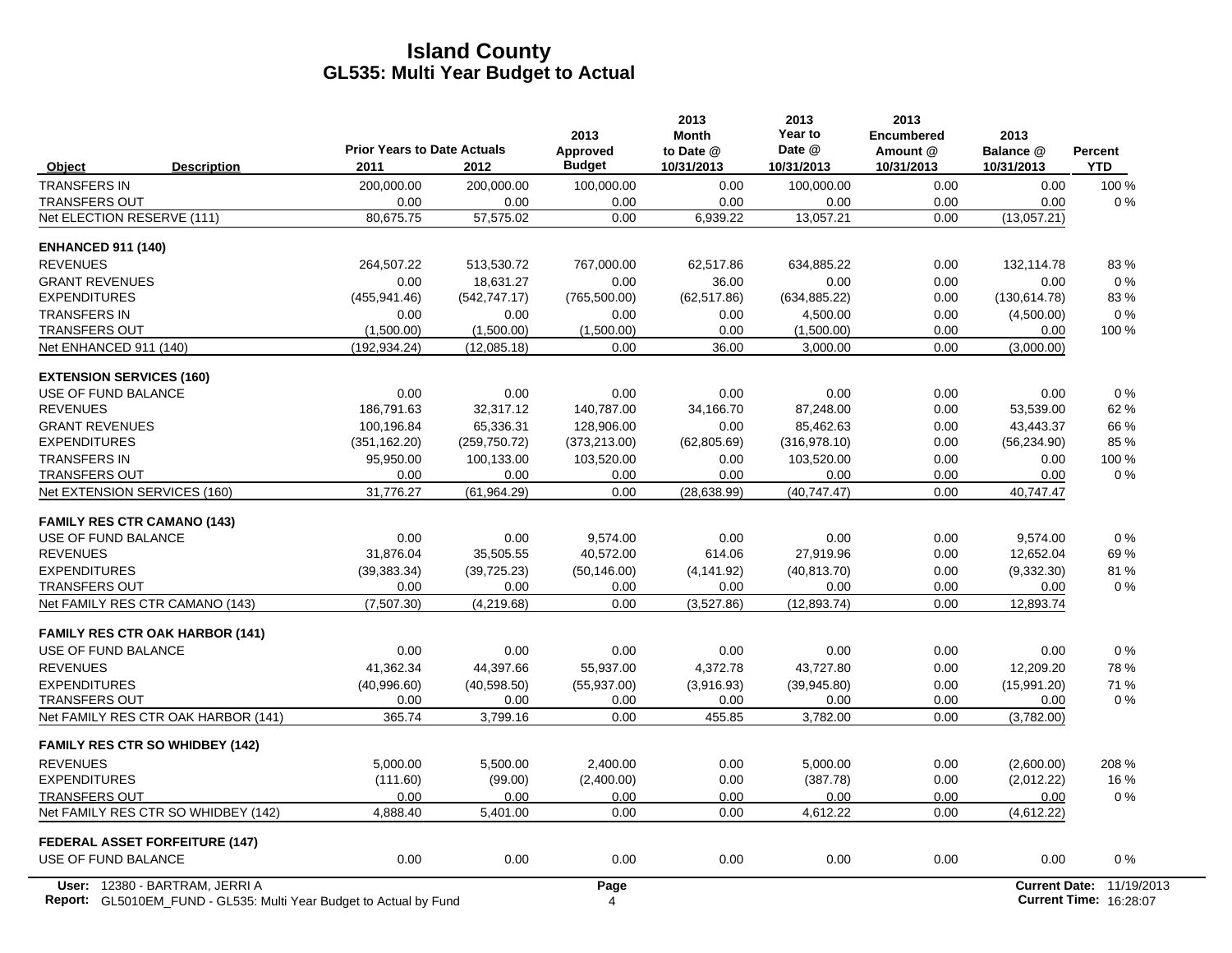# Island County
## GL535: Multi Year Budget to Actual

| Object | Description | Prior Years to Date Actuals 2011 | 2012 | 2013 Approved Budget | 2013 Month to Date @ 10/31/2013 | 2013 Year to Date @ 10/31/2013 | 2013 Encumbered Amount @ 10/31/2013 | 2013 Balance @ 10/31/2013 | Percent YTD |
|---|---|---|---|---|---|---|---|---|---|
| TRANSFERS IN | | 200,000.00 | 200,000.00 | 100,000.00 | 0.00 | 100,000.00 | 0.00 | 0.00 | 100 % |
| TRANSFERS OUT | | 0.00 | 0.00 | 0.00 | 0.00 | 0.00 | 0.00 | 0.00 | 0 % |
| Net ELECTION RESERVE (111) | | 80,675.75 | 57,575.02 | 0.00 | 6,939.22 | 13,057.21 | 0.00 | (13,057.21) | |
| **ENHANCED 911 (140)** | | | | | | | | | |
| REVENUES | | 264,507.22 | 513,530.72 | 767,000.00 | 62,517.86 | 634,885.22 | 0.00 | 132,114.78 | 83 % |
| GRANT REVENUES | | 0.00 | 18,631.27 | 0.00 | 36.00 | 0.00 | 0.00 | 0.00 | 0 % |
| EXPENDITURES | | (455,941.46) | (542,747.17) | (765,500.00) | (62,517.86) | (634,885.22) | 0.00 | (130,614.78) | 83 % |
| TRANSFERS IN | | 0.00 | 0.00 | 0.00 | 0.00 | 4,500.00 | 0.00 | (4,500.00) | 0 % |
| TRANSFERS OUT | | (1,500.00) | (1,500.00) | (1,500.00) | 0.00 | (1,500.00) | 0.00 | 0.00 | 100 % |
| Net ENHANCED 911 (140) | | (192,934.24) | (12,085.18) | 0.00 | 36.00 | 3,000.00 | 0.00 | (3,000.00) | |
| **EXTENSION SERVICES (160)** | | | | | | | | | |
| USE OF FUND BALANCE | | 0.00 | 0.00 | 0.00 | 0.00 | 0.00 | 0.00 | 0.00 | 0 % |
| REVENUES | | 186,791.63 | 32,317.12 | 140,787.00 | 34,166.70 | 87,248.00 | 0.00 | 53,539.00 | 62 % |
| GRANT REVENUES | | 100,196.84 | 65,336.31 | 128,906.00 | 0.00 | 85,462.63 | 0.00 | 43,443.37 | 66 % |
| EXPENDITURES | | (351,162.20) | (259,750.72) | (373,213.00) | (62,805.69) | (316,978.10) | 0.00 | (56,234.90) | 85 % |
| TRANSFERS IN | | 95,950.00 | 100,133.00 | 103,520.00 | 0.00 | 103,520.00 | 0.00 | 0.00 | 100 % |
| TRANSFERS OUT | | 0.00 | 0.00 | 0.00 | 0.00 | 0.00 | 0.00 | 0.00 | 0 % |
| Net EXTENSION SERVICES (160) | | 31,776.27 | (61,964.29) | 0.00 | (28,638.99) | (40,747.47) | 0.00 | 40,747.47 | |
| **FAMILY RES CTR CAMANO (143)** | | | | | | | | | |
| USE OF FUND BALANCE | | 0.00 | 0.00 | 9,574.00 | 0.00 | 0.00 | 0.00 | 9,574.00 | 0 % |
| REVENUES | | 31,876.04 | 35,505.55 | 40,572.00 | 614.06 | 27,919.96 | 0.00 | 12,652.04 | 69 % |
| EXPENDITURES | | (39,383.34) | (39,725.23) | (50,146.00) | (4,141.92) | (40,813.70) | 0.00 | (9,332.30) | 81 % |
| TRANSFERS OUT | | 0.00 | 0.00 | 0.00 | 0.00 | 0.00 | 0.00 | 0.00 | 0 % |
| Net FAMILY RES CTR CAMANO (143) | | (7,507.30) | (4,219.68) | 0.00 | (3,527.86) | (12,893.74) | 0.00 | 12,893.74 | |
| **FAMILY RES CTR OAK HARBOR (141)** | | | | | | | | | |
| USE OF FUND BALANCE | | 0.00 | 0.00 | 0.00 | 0.00 | 0.00 | 0.00 | 0.00 | 0 % |
| REVENUES | | 41,362.34 | 44,397.66 | 55,937.00 | 4,372.78 | 43,727.80 | 0.00 | 12,209.20 | 78 % |
| EXPENDITURES | | (40,996.60) | (40,598.50) | (55,937.00) | (3,916.93) | (39,945.80) | 0.00 | (15,991.20) | 71 % |
| TRANSFERS OUT | | 0.00 | 0.00 | 0.00 | 0.00 | 0.00 | 0.00 | 0.00 | 0 % |
| Net FAMILY RES CTR OAK HARBOR (141) | | 365.74 | 3,799.16 | 0.00 | 455.85 | 3,782.00 | 0.00 | (3,782.00) | |
| **FAMILY RES CTR SO WHIDBEY (142)** | | | | | | | | | |
| REVENUES | | 5,000.00 | 5,500.00 | 2,400.00 | 0.00 | 5,000.00 | 0.00 | (2,600.00) | 208 % |
| EXPENDITURES | | (111.60) | (99.00) | (2,400.00) | 0.00 | (387.78) | 0.00 | (2,012.22) | 16 % |
| TRANSFERS OUT | | 0.00 | 0.00 | 0.00 | 0.00 | 0.00 | 0.00 | 0.00 | 0 % |
| Net FAMILY RES CTR SO WHIDBEY (142) | | 4,888.40 | 5,401.00 | 0.00 | 0.00 | 4,612.22 | 0.00 | (4,612.22) | |
| **FEDERAL ASSET FORFEITURE (147)** | | | | | | | | | |
| USE OF FUND BALANCE | | 0.00 | 0.00 | 0.00 | 0.00 | 0.00 | 0.00 | 0.00 | 0 % |

User: 12380 - BARTRAM, JERRI A
Report: GL5010EM_FUND - GL535: Multi Year Budget to Actual by Fund
Current Date: 11/19/2013
Current Time: 16:28:07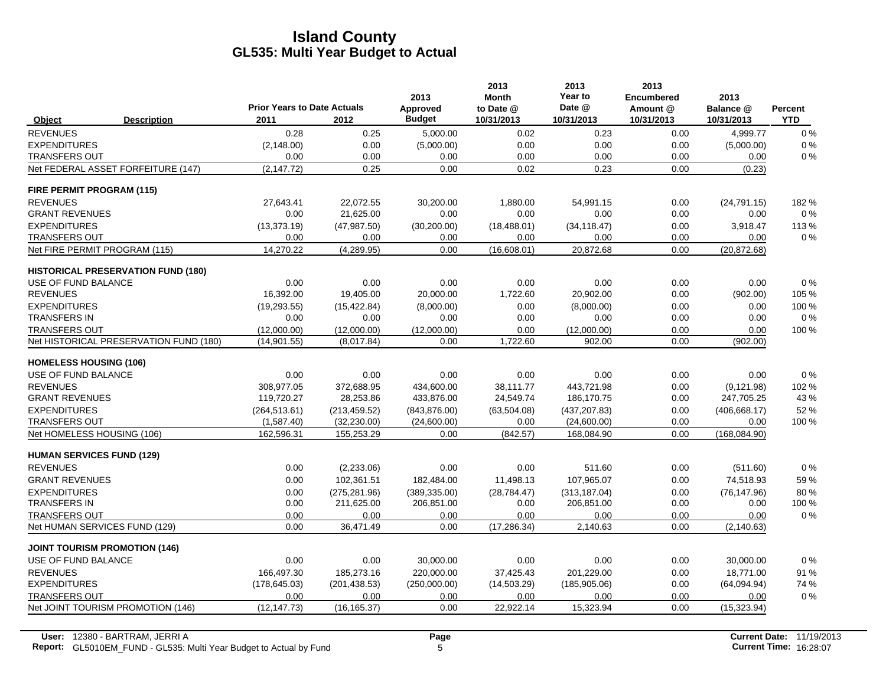# Island County
## GL535: Multi Year Budget to Actual

| Object | Description | Prior Years to Date Actuals 2011 | 2012 | 2013 Approved Budget | 2013 Month to Date @ 10/31/2013 | 2013 Year to Date @ 10/31/2013 | 2013 Encumbered Amount @ 10/31/2013 | 2013 Balance @ 10/31/2013 | Percent YTD |
|---|---|---|---|---|---|---|---|---|---|
| REVENUES | | 0.28 | 0.25 | 5,000.00 | 0.02 | 0.23 | 0.00 | 4,999.77 | 0 % |
| EXPENDITURES | | (2,148.00) | 0.00 | (5,000.00) | 0.00 | 0.00 | 0.00 | (5,000.00) | 0 % |
| TRANSFERS OUT | | 0.00 | 0.00 | 0.00 | 0.00 | 0.00 | 0.00 | 0.00 | 0 % |
| Net FEDERAL ASSET FORFEITURE (147) | | (2,147.72) | 0.25 | 0.00 | 0.02 | 0.23 | 0.00 | (0.23) | |
| **FIRE PERMIT PROGRAM (115)** | | | | | | | | | |
| REVENUES | | 27,643.41 | 22,072.55 | 30,200.00 | 1,880.00 | 54,991.15 | 0.00 | (24,791.15) | 182 % |
| GRANT REVENUES | | 0.00 | 21,625.00 | 0.00 | 0.00 | 0.00 | 0.00 | 0.00 | 0 % |
| EXPENDITURES | | (13,373.19) | (47,987.50) | (30,200.00) | (18,488.01) | (34,118.47) | 0.00 | 3,918.47 | 113 % |
| TRANSFERS OUT | | 0.00 | 0.00 | 0.00 | 0.00 | 0.00 | 0.00 | 0.00 | 0 % |
| Net FIRE PERMIT PROGRAM (115) | | 14,270.22 | (4,289.95) | 0.00 | (16,608.01) | 20,872.68 | 0.00 | (20,872.68) | |
| **HISTORICAL PRESERVATION FUND (180)** | | | | | | | | | |
| USE OF FUND BALANCE | | 0.00 | 0.00 | 0.00 | 0.00 | 0.00 | 0.00 | 0.00 | 0 % |
| REVENUES | | 16,392.00 | 19,405.00 | 20,000.00 | 1,722.60 | 20,902.00 | 0.00 | (902.00) | 105 % |
| EXPENDITURES | | (19,293.55) | (15,422.84) | (8,000.00) | 0.00 | (8,000.00) | 0.00 | 0.00 | 100 % |
| TRANSFERS IN | | 0.00 | 0.00 | 0.00 | 0.00 | 0.00 | 0.00 | 0.00 | 0 % |
| TRANSFERS OUT | | (12,000.00) | (12,000.00) | (12,000.00) | 0.00 | (12,000.00) | 0.00 | 0.00 | 100 % |
| Net HISTORICAL PRESERVATION FUND (180) | | (14,901.55) | (8,017.84) | 0.00 | 1,722.60 | 902.00 | 0.00 | (902.00) | |
| **HOMELESS HOUSING (106)** | | | | | | | | | |
| USE OF FUND BALANCE | | 0.00 | 0.00 | 0.00 | 0.00 | 0.00 | 0.00 | 0.00 | 0 % |
| REVENUES | | 308,977.05 | 372,688.95 | 434,600.00 | 38,111.77 | 443,721.98 | 0.00 | (9,121.98) | 102 % |
| GRANT REVENUES | | 119,720.27 | 28,253.86 | 433,876.00 | 24,549.74 | 186,170.75 | 0.00 | 247,705.25 | 43 % |
| EXPENDITURES | | (264,513.61) | (213,459.52) | (843,876.00) | (63,504.08) | (437,207.83) | 0.00 | (406,668.17) | 52 % |
| TRANSFERS OUT | | (1,587.40) | (32,230.00) | (24,600.00) | 0.00 | (24,600.00) | 0.00 | 0.00 | 100 % |
| Net HOMELESS HOUSING (106) | | 162,596.31 | 155,253.29 | 0.00 | (842.57) | 168,084.90 | 0.00 | (168,084.90) | |
| **HUMAN SERVICES FUND (129)** | | | | | | | | | |
| REVENUES | | 0.00 | (2,233.06) | 0.00 | 0.00 | 511.60 | 0.00 | (511.60) | 0 % |
| GRANT REVENUES | | 0.00 | 102,361.51 | 182,484.00 | 11,498.13 | 107,965.07 | 0.00 | 74,518.93 | 59 % |
| EXPENDITURES | | 0.00 | (275,281.96) | (389,335.00) | (28,784.47) | (313,187.04) | 0.00 | (76,147.96) | 80 % |
| TRANSFERS IN | | 0.00 | 211,625.00 | 206,851.00 | 0.00 | 206,851.00 | 0.00 | 0.00 | 100 % |
| TRANSFERS OUT | | 0.00 | 0.00 | 0.00 | 0.00 | 0.00 | 0.00 | 0.00 | 0 % |
| Net HUMAN SERVICES FUND (129) | | 0.00 | 36,471.49 | 0.00 | (17,286.34) | 2,140.63 | 0.00 | (2,140.63) | |
| **JOINT TOURISM PROMOTION (146)** | | | | | | | | | |
| USE OF FUND BALANCE | | 0.00 | 0.00 | 30,000.00 | 0.00 | 0.00 | 0.00 | 30,000.00 | 0 % |
| REVENUES | | 166,497.30 | 185,273.16 | 220,000.00 | 37,425.43 | 201,229.00 | 0.00 | 18,771.00 | 91 % |
| EXPENDITURES | | (178,645.03) | (201,438.53) | (250,000.00) | (14,503.29) | (185,905.06) | 0.00 | (64,094.94) | 74 % |
| TRANSFERS OUT | | 0.00 | 0.00 | 0.00 | 0.00 | 0.00 | 0.00 | 0.00 | 0 % |
| Net JOINT TOURISM PROMOTION (146) | | (12,147.73) | (16,165.37) | 0.00 | 22,922.14 | 15,323.94 | 0.00 | (15,323.94) | |

**User:** 12380 - BARTRAM, JERRI A
**Report:** GL5010EM_FUND - GL535: Multi Year Budget to Actual by Fund

**Current Date:** 11/19/2013
**Current Time:** 16:28:07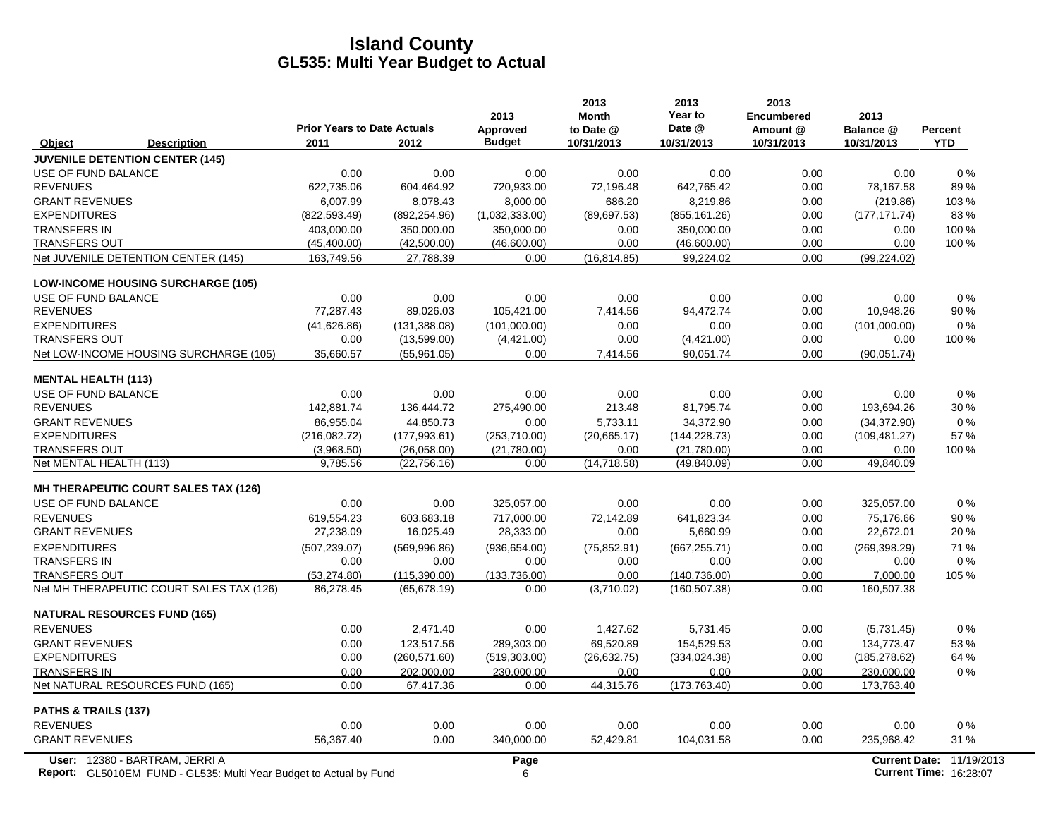# Island County
## GL535: Multi Year Budget to Actual

| Object | Description | Prior Years to Date Actuals 2011 | 2012 | 2013 Approved Budget | 2013 Month to Date @ 10/31/2013 | 2013 Year to Date @ 10/31/2013 | 2013 Encumbered Amount @ 10/31/2013 | 2013 Balance @ 10/31/2013 | Percent YTD |
|---|---|---|---|---|---|---|---|---|---|
| **JUVENILE DETENTION CENTER (145)** | | | | | | | | | |
| USE OF FUND BALANCE | | 0.00 | 0.00 | 0.00 | 0.00 | 0.00 | 0.00 | 0.00 | 0 % |
| REVENUES | | 622,735.06 | 604,464.92 | 720,933.00 | 72,196.48 | 642,765.42 | 0.00 | 78,167.58 | 89 % |
| GRANT REVENUES | | 6,007.99 | 8,078.43 | 8,000.00 | 686.20 | 8,219.86 | 0.00 | (219.86) | 103 % |
| EXPENDITURES | | (822,593.49) | (892,254.96) | (1,032,333.00) | (89,697.53) | (855,161.26) | 0.00 | (177,171.74) | 83 % |
| TRANSFERS IN | | 403,000.00 | 350,000.00 | 350,000.00 | 0.00 | 350,000.00 | 0.00 | 0.00 | 100 % |
| TRANSFERS OUT | | (45,400.00) | (42,500.00) | (46,600.00) | 0.00 | (46,600.00) | 0.00 | 0.00 | 100 % |
| Net JUVENILE DETENTION CENTER (145) | | 163,749.56 | 27,788.39 | 0.00 | (16,814.85) | 99,224.02 | 0.00 | (99,224.02) | |
| **LOW-INCOME HOUSING SURCHARGE (105)** | | | | | | | | | |
| USE OF FUND BALANCE | | 0.00 | 0.00 | 0.00 | 0.00 | 0.00 | 0.00 | 0.00 | 0 % |
| REVENUES | | 77,287.43 | 89,026.03 | 105,421.00 | 7,414.56 | 94,472.74 | 0.00 | 10,948.26 | 90 % |
| EXPENDITURES | | (41,626.86) | (131,388.08) | (101,000.00) | 0.00 | 0.00 | 0.00 | (101,000.00) | 0 % |
| TRANSFERS OUT | | 0.00 | (13,599.00) | (4,421.00) | 0.00 | (4,421.00) | 0.00 | 0.00 | 100 % |
| Net LOW-INCOME HOUSING SURCHARGE (105) | | 35,660.57 | (55,961.05) | 0.00 | 7,414.56 | 90,051.74 | 0.00 | (90,051.74) | |
| **MENTAL HEALTH (113)** | | | | | | | | | |
| USE OF FUND BALANCE | | 0.00 | 0.00 | 0.00 | 0.00 | 0.00 | 0.00 | 0.00 | 0 % |
| REVENUES | | 142,881.74 | 136,444.72 | 275,490.00 | 213.48 | 81,795.74 | 0.00 | 193,694.26 | 30 % |
| GRANT REVENUES | | 86,955.04 | 44,850.73 | 0.00 | 5,733.11 | 34,372.90 | 0.00 | (34,372.90) | 0 % |
| EXPENDITURES | | (216,082.72) | (177,993.61) | (253,710.00) | (20,665.17) | (144,228.73) | 0.00 | (109,481.27) | 57 % |
| TRANSFERS OUT | | (3,968.50) | (26,058.00) | (21,780.00) | 0.00 | (21,780.00) | 0.00 | 0.00 | 100 % |
| Net MENTAL HEALTH (113) | | 9,785.56 | (22,756.16) | 0.00 | (14,718.58) | (49,840.09) | 0.00 | 49,840.09 | |
| **MH THERAPEUTIC COURT SALES TAX (126)** | | | | | | | | | |
| USE OF FUND BALANCE | | 0.00 | 0.00 | 325,057.00 | 0.00 | 0.00 | 0.00 | 325,057.00 | 0 % |
| REVENUES | | 619,554.23 | 603,683.18 | 717,000.00 | 72,142.89 | 641,823.34 | 0.00 | 75,176.66 | 90 % |
| GRANT REVENUES | | 27,238.09 | 16,025.49 | 28,333.00 | 0.00 | 5,660.99 | 0.00 | 22,672.01 | 20 % |
| EXPENDITURES | | (507,239.07) | (569,996.86) | (936,654.00) | (75,852.91) | (667,255.71) | 0.00 | (269,398.29) | 71 % |
| TRANSFERS IN | | 0.00 | 0.00 | 0.00 | 0.00 | 0.00 | 0.00 | 0.00 | 0 % |
| TRANSFERS OUT | | (53,274.80) | (115,390.00) | (133,736.00) | 0.00 | (140,736.00) | 0.00 | 7,000.00 | 105 % |
| Net MH THERAPEUTIC COURT SALES TAX (126) | | 86,278.45 | (65,678.19) | 0.00 | (3,710.02) | (160,507.38) | 0.00 | 160,507.38 | |
| **NATURAL RESOURCES FUND (165)** | | | | | | | | | |
| REVENUES | | 0.00 | 2,471.40 | 0.00 | 1,427.62 | 5,731.45 | 0.00 | (5,731.45) | 0 % |
| GRANT REVENUES | | 0.00 | 123,517.56 | 289,303.00 | 69,520.89 | 154,529.53 | 0.00 | 134,773.47 | 53 % |
| EXPENDITURES | | 0.00 | (260,571.60) | (519,303.00) | (26,632.75) | (334,024.38) | 0.00 | (185,278.62) | 64 % |
| TRANSFERS IN | | 0.00 | 202,000.00 | 230,000.00 | 0.00 | 0.00 | 0.00 | 230,000.00 | 0 % |
| Net NATURAL RESOURCES FUND (165) | | 0.00 | 67,417.36 | 0.00 | 44,315.76 | (173,763.40) | 0.00 | 173,763.40 | |
| **PATHS & TRAILS (137)** | | | | | | | | | |
| REVENUES | | 0.00 | 0.00 | 0.00 | 0.00 | 0.00 | 0.00 | 0.00 | 0 % |
| GRANT REVENUES | | 56,367.40 | 0.00 | 340,000.00 | 52,429.81 | 104,031.58 | 0.00 | 235,968.42 | 31 % |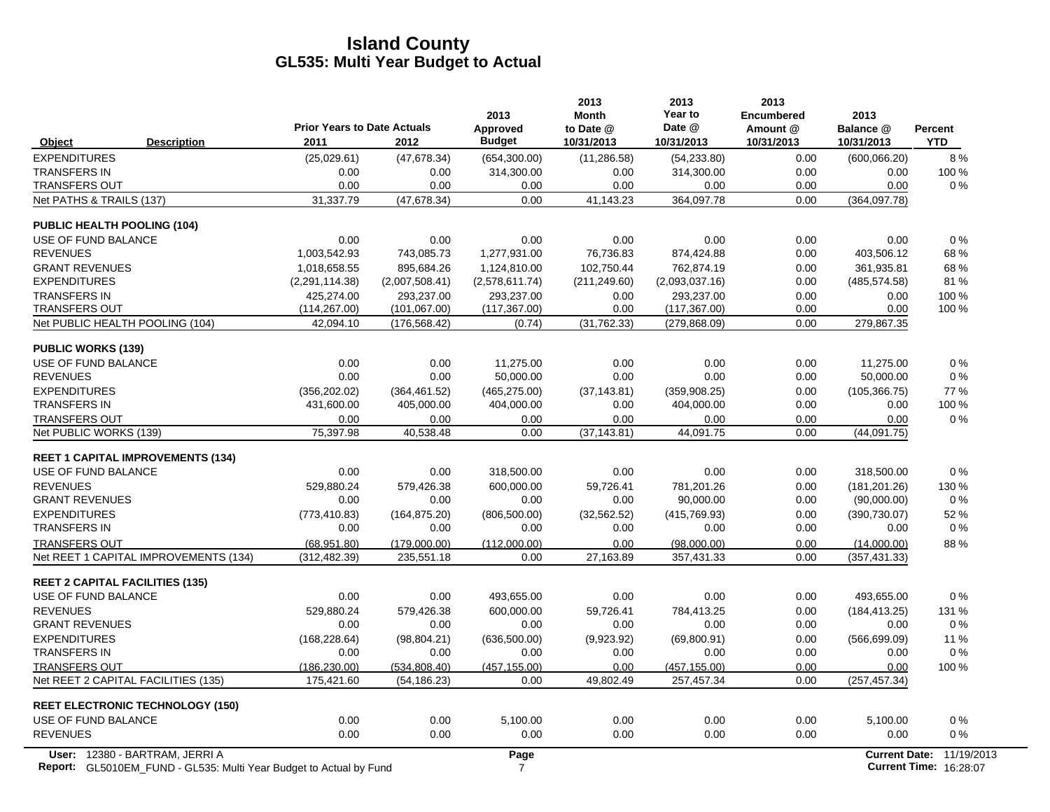# Island County
## GL535: Multi Year Budget to Actual

| Object | Description | Prior Years to Date Actuals 2011 | 2012 | 2013 Approved Budget | 2013 Month to Date @ 10/31/2013 | 2013 Year to Date @ 10/31/2013 | 2013 Encumbered Amount @ 10/31/2013 | 2013 Balance @ 10/31/2013 | Percent YTD |
|---|---|---|---|---|---|---|---|---|---|
| EXPENDITURES | | (25,029.61) | (47,678.34) | (654,300.00) | (11,286.58) | (54,233.80) | 0.00 | (600,066.20) | 8 % |
| TRANSFERS IN | | 0.00 | 0.00 | 314,300.00 | 0.00 | 314,300.00 | 0.00 | 0.00 | 100 % |
| TRANSFERS OUT | | 0.00 | 0.00 | 0.00 | 0.00 | 0.00 | 0.00 | 0.00 | 0 % |
| Net PATHS & TRAILS (137) | | 31,337.79 | (47,678.34) | 0.00 | 41,143.23 | 364,097.78 | 0.00 | (364,097.78) | |
| **PUBLIC HEALTH POOLING (104)** | | | | | | | | | |
| USE OF FUND BALANCE | | 0.00 | 0.00 | 0.00 | 0.00 | 0.00 | 0.00 | 0.00 | 0 % |
| REVENUES | | 1,003,542.93 | 743,085.73 | 1,277,931.00 | 76,736.83 | 874,424.88 | 0.00 | 403,506.12 | 68 % |
| GRANT REVENUES | | 1,018,658.55 | 895,684.26 | 1,124,810.00 | 102,750.44 | 762,874.19 | 0.00 | 361,935.81 | 68 % |
| EXPENDITURES | | (2,291,114.38) | (2,007,508.41) | (2,578,611.74) | (211,249.60) | (2,093,037.16) | 0.00 | (485,574.58) | 81 % |
| TRANSFERS IN | | 425,274.00 | 293,237.00 | 293,237.00 | 0.00 | 293,237.00 | 0.00 | 0.00 | 100 % |
| TRANSFERS OUT | | (114,267.00) | (101,067.00) | (117,367.00) | 0.00 | (117,367.00) | 0.00 | 0.00 | 100 % |
| Net PUBLIC HEALTH POOLING (104) | | 42,094.10 | (176,568.42) | (0.74) | (31,762.33) | (279,868.09) | 0.00 | 279,867.35 | |
| **PUBLIC WORKS (139)** | | | | | | | | | |
| USE OF FUND BALANCE | | 0.00 | 0.00 | 11,275.00 | 0.00 | 0.00 | 0.00 | 11,275.00 | 0 % |
| REVENUES | | 0.00 | 0.00 | 50,000.00 | 0.00 | 0.00 | 0.00 | 50,000.00 | 0 % |
| EXPENDITURES | | (356,202.02) | (364,461.52) | (465,275.00) | (37,143.81) | (359,908.25) | 0.00 | (105,366.75) | 77 % |
| TRANSFERS IN | | 431,600.00 | 405,000.00 | 404,000.00 | 0.00 | 404,000.00 | 0.00 | 0.00 | 100 % |
| TRANSFERS OUT | | 0.00 | 0.00 | 0.00 | 0.00 | 0.00 | 0.00 | 0.00 | 0 % |
| Net PUBLIC WORKS (139) | | 75,397.98 | 40,538.48 | 0.00 | (37,143.81) | 44,091.75 | 0.00 | (44,091.75) | |
| **REET 1 CAPITAL IMPROVEMENTS (134)** | | | | | | | | | |
| USE OF FUND BALANCE | | 0.00 | 0.00 | 318,500.00 | 0.00 | 0.00 | 0.00 | 318,500.00 | 0 % |
| REVENUES | | 529,880.24 | 579,426.38 | 600,000.00 | 59,726.41 | 781,201.26 | 0.00 | (181,201.26) | 130 % |
| GRANT REVENUES | | 0.00 | 0.00 | 0.00 | 0.00 | 90,000.00 | 0.00 | (90,000.00) | 0 % |
| EXPENDITURES | | (773,410.83) | (164,875.20) | (806,500.00) | (32,562.52) | (415,769.93) | 0.00 | (390,730.07) | 52 % |
| TRANSFERS IN | | 0.00 | 0.00 | 0.00 | 0.00 | 0.00 | 0.00 | 0.00 | 0 % |
| TRANSFERS OUT | | (68,951.80) | (179,000.00) | (112,000.00) | 0.00 | (98,000.00) | 0.00 | (14,000.00) | 88 % |
| Net REET 1 CAPITAL IMPROVEMENTS (134) | | (312,482.39) | 235,551.18 | 0.00 | 27,163.89 | 357,431.33 | 0.00 | (357,431.33) | |
| **REET 2 CAPITAL FACILITIES (135)** | | | | | | | | | |
| USE OF FUND BALANCE | | 0.00 | 0.00 | 493,655.00 | 0.00 | 0.00 | 0.00 | 493,655.00 | 0 % |
| REVENUES | | 529,880.24 | 579,426.38 | 600,000.00 | 59,726.41 | 784,413.25 | 0.00 | (184,413.25) | 131 % |
| GRANT REVENUES | | 0.00 | 0.00 | 0.00 | 0.00 | 0.00 | 0.00 | 0.00 | 0 % |
| EXPENDITURES | | (168,228.64) | (98,804.21) | (636,500.00) | (9,923.92) | (69,800.91) | 0.00 | (566,699.09) | 11 % |
| TRANSFERS IN | | 0.00 | 0.00 | 0.00 | 0.00 | 0.00 | 0.00 | 0.00 | 0 % |
| TRANSFERS OUT | | (186,230.00) | (534,808.40) | (457,155.00) | 0.00 | (457,155.00) | 0.00 | 0.00 | 100 % |
| Net REET 2 CAPITAL FACILITIES (135) | | 175,421.60 | (54,186.23) | 0.00 | 49,802.49 | 257,457.34 | 0.00 | (257,457.34) | |
| **REET ELECTRONIC TECHNOLOGY (150)** | | | | | | | | | |
| USE OF FUND BALANCE | | 0.00 | 0.00 | 5,100.00 | 0.00 | 0.00 | 0.00 | 5,100.00 | 0 % |
| REVENUES | | 0.00 | 0.00 | 0.00 | 0.00 | 0.00 | 0.00 | 0.00 | 0 % |

**User:** 12380 - BARTRAM, JERRI A
**Report:** GL5010EM_FUND - GL535: Multi Year Budget to Actual by Fund
**Current Date:** 11/19/2013
**Current Time:** 16:28:07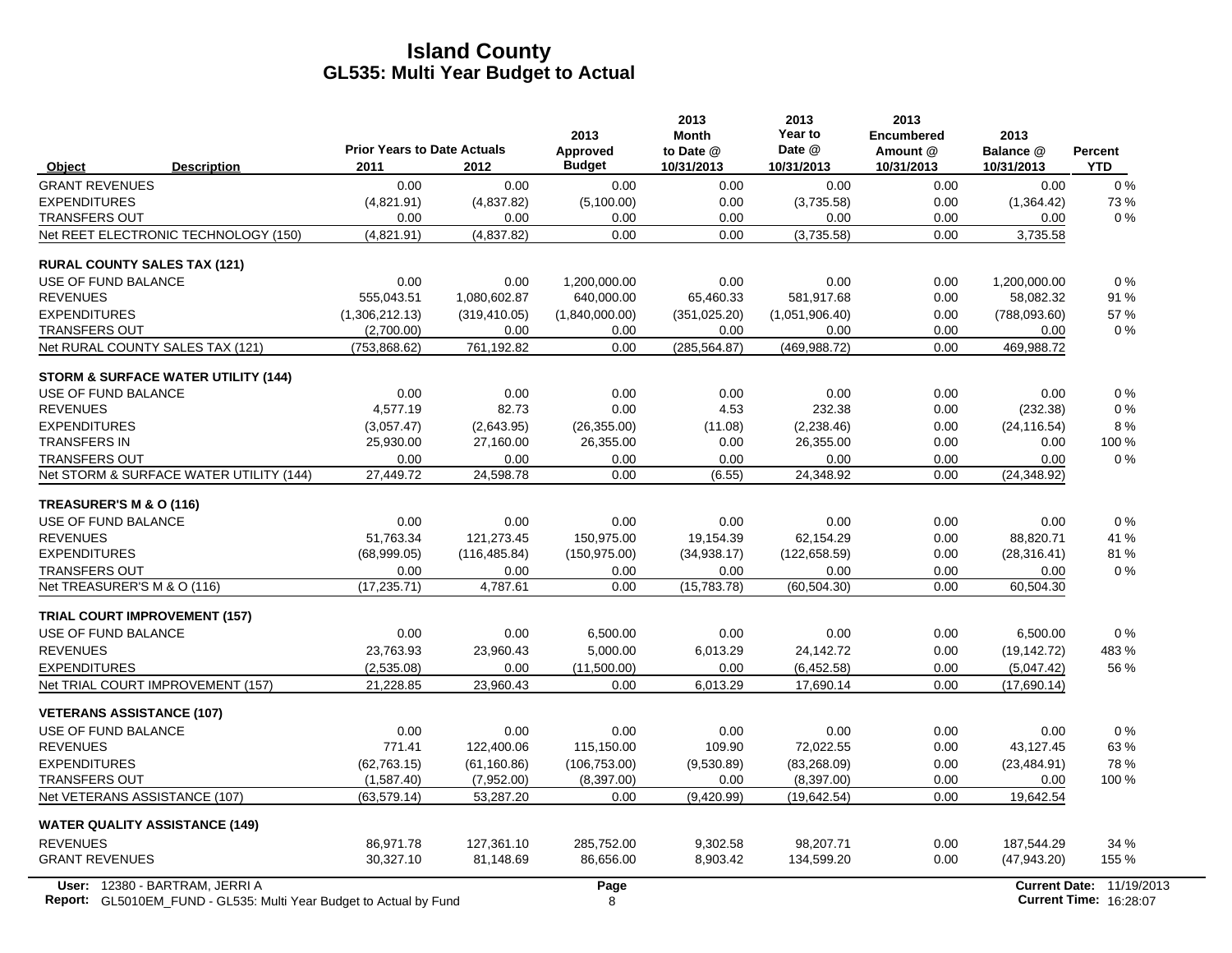# Island County
## GL535: Multi Year Budget to Actual

| Object | Description | Prior Years to Date Actuals 2011 | 2012 | 2013 Approved Budget | 2013 Month to Date @ 10/31/2013 | 2013 Year to Date @ 10/31/2013 | 2013 Encumbered Amount @ 10/31/2013 | 2013 Balance @ 10/31/2013 | Percent YTD |
|---|---|---|---|---|---|---|---|---|---|
| GRANT REVENUES | | 0.00 | 0.00 | 0.00 | 0.00 | 0.00 | 0.00 | 0.00 | 0 % |
| EXPENDITURES | | (4,821.91) | (4,837.82) | (5,100.00) | 0.00 | (3,735.58) | 0.00 | (1,364.42) | 73 % |
| TRANSFERS OUT | | 0.00 | 0.00 | 0.00 | 0.00 | 0.00 | 0.00 | 0.00 | 0 % |
| Net REET ELECTRONIC TECHNOLOGY (150) | | (4,821.91) | (4,837.82) | 0.00 | 0.00 | (3,735.58) | 0.00 | 3,735.58 | |
| **RURAL COUNTY SALES TAX (121)** | | | | | | | | | |
| USE OF FUND BALANCE | | 0.00 | 0.00 | 1,200,000.00 | 0.00 | 0.00 | 0.00 | 1,200,000.00 | 0 % |
| REVENUES | | 555,043.51 | 1,080,602.87 | 640,000.00 | 65,460.33 | 581,917.68 | 0.00 | 58,082.32 | 91 % |
| EXPENDITURES | | (1,306,212.13) | (319,410.05) | (1,840,000.00) | (351,025.20) | (1,051,906.40) | 0.00 | (788,093.60) | 57 % |
| TRANSFERS OUT | | (2,700.00) | 0.00 | 0.00 | 0.00 | 0.00 | 0.00 | 0.00 | 0 % |
| Net RURAL COUNTY SALES TAX (121) | | (753,868.62) | 761,192.82 | 0.00 | (285,564.87) | (469,988.72) | 0.00 | 469,988.72 | |
| **STORM & SURFACE WATER UTILITY (144)** | | | | | | | | | |
| USE OF FUND BALANCE | | 0.00 | 0.00 | 0.00 | 0.00 | 0.00 | 0.00 | 0.00 | 0 % |
| REVENUES | | 4,577.19 | 82.73 | 0.00 | 4.53 | 232.38 | 0.00 | (232.38) | 0 % |
| EXPENDITURES | | (3,057.47) | (2,643.95) | (26,355.00) | (11.08) | (2,238.46) | 0.00 | (24,116.54) | 8 % |
| TRANSFERS IN | | 25,930.00 | 27,160.00 | 26,355.00 | 0.00 | 26,355.00 | 0.00 | 0.00 | 100 % |
| TRANSFERS OUT | | 0.00 | 0.00 | 0.00 | 0.00 | 0.00 | 0.00 | 0.00 | 0 % |
| Net STORM & SURFACE WATER UTILITY (144) | | 27,449.72 | 24,598.78 | 0.00 | (6.55) | 24,348.92 | 0.00 | (24,348.92) | |
| **TREASURER'S M & O (116)** | | | | | | | | | |
| USE OF FUND BALANCE | | 0.00 | 0.00 | 0.00 | 0.00 | 0.00 | 0.00 | 0.00 | 0 % |
| REVENUES | | 51,763.34 | 121,273.45 | 150,975.00 | 19,154.39 | 62,154.29 | 0.00 | 88,820.71 | 41 % |
| EXPENDITURES | | (68,999.05) | (116,485.84) | (150,975.00) | (34,938.17) | (122,658.59) | 0.00 | (28,316.41) | 81 % |
| TRANSFERS OUT | | 0.00 | 0.00 | 0.00 | 0.00 | 0.00 | 0.00 | 0.00 | 0 % |
| Net TREASURER'S M & O (116) | | (17,235.71) | 4,787.61 | 0.00 | (15,783.78) | (60,504.30) | 0.00 | 60,504.30 | |
| **TRIAL COURT IMPROVEMENT (157)** | | | | | | | | | |
| USE OF FUND BALANCE | | 0.00 | 0.00 | 6,500.00 | 0.00 | 0.00 | 0.00 | 6,500.00 | 0 % |
| REVENUES | | 23,763.93 | 23,960.43 | 5,000.00 | 6,013.29 | 24,142.72 | 0.00 | (19,142.72) | 483 % |
| EXPENDITURES | | (2,535.08) | 0.00 | (11,500.00) | 0.00 | (6,452.58) | 0.00 | (5,047.42) | 56 % |
| Net TRIAL COURT IMPROVEMENT (157) | | 21,228.85 | 23,960.43 | 0.00 | 6,013.29 | 17,690.14 | 0.00 | (17,690.14) | |
| **VETERANS ASSISTANCE (107)** | | | | | | | | | |
| USE OF FUND BALANCE | | 0.00 | 0.00 | 0.00 | 0.00 | 0.00 | 0.00 | 0.00 | 0 % |
| REVENUES | | 771.41 | 122,400.06 | 115,150.00 | 109.90 | 72,022.55 | 0.00 | 43,127.45 | 63 % |
| EXPENDITURES | | (62,763.15) | (61,160.86) | (106,753.00) | (9,530.89) | (83,268.09) | 0.00 | (23,484.91) | 78 % |
| TRANSFERS OUT | | (1,587.40) | (7,952.00) | (8,397.00) | 0.00 | (8,397.00) | 0.00 | 0.00 | 100 % |
| Net VETERANS ASSISTANCE (107) | | (63,579.14) | 53,287.20 | 0.00 | (9,420.99) | (19,642.54) | 0.00 | 19,642.54 | |
| **WATER QUALITY ASSISTANCE (149)** | | | | | | | | | |
| REVENUES | | 86,971.78 | 127,361.10 | 285,752.00 | 9,302.58 | 98,207.71 | 0.00 | 187,544.29 | 34 % |
| GRANT REVENUES | | 30,327.10 | 81,148.69 | 86,656.00 | 8,903.42 | 134,599.20 | 0.00 | (47,943.20) | 155 % |

User: 12380 - BARTRAM, JERRI A
Report: GL5010EM_FUND - GL535: Multi Year Budget to Actual by Fund
Current Date: 11/19/2013
Current Time: 16:28:07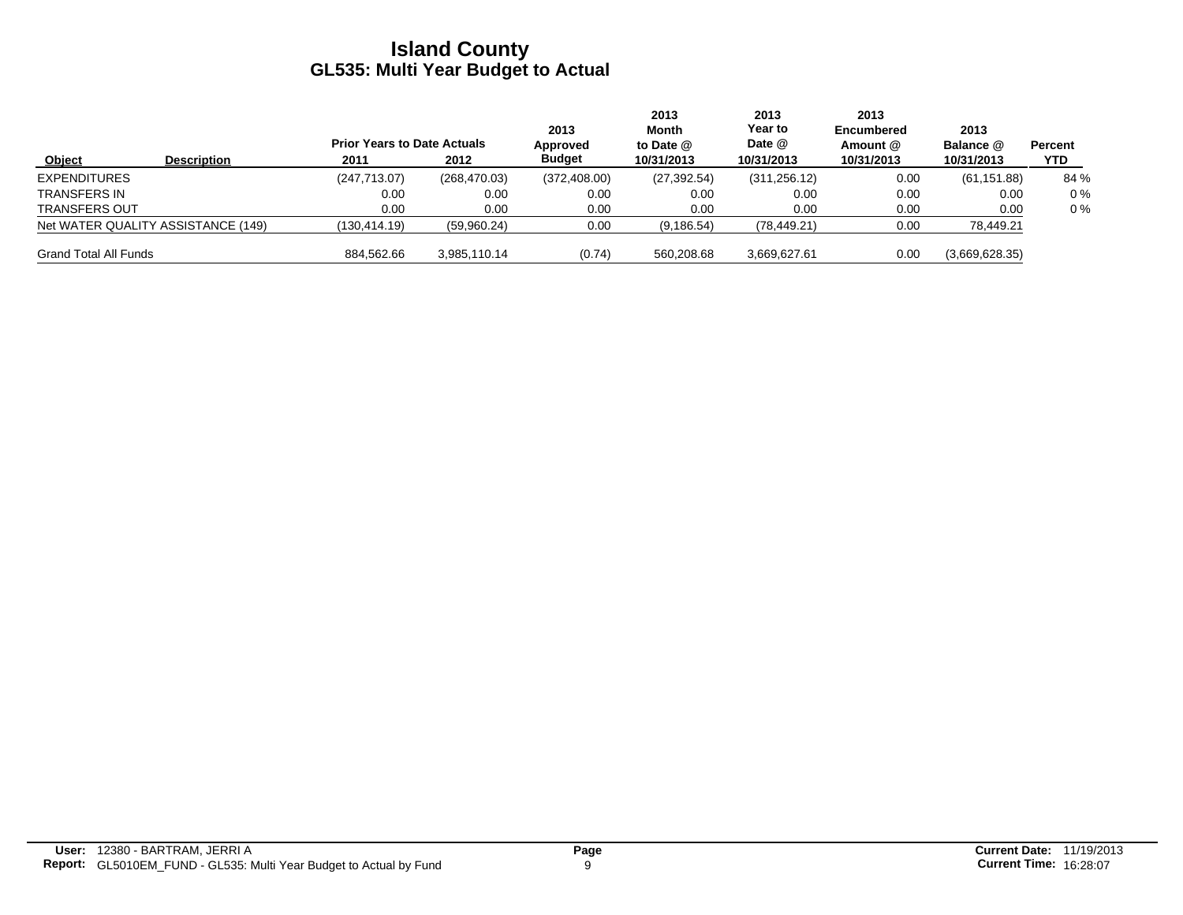# Island County
## GL535: Multi Year Budget to Actual

| Object | Description | Prior Years to Date Actuals 2011 | 2012 | 2013 Approved Budget | 2013 Month to Date @ 10/31/2013 | 2013 Year to Date @ 10/31/2013 | 2013 Encumbered Amount @ 10/31/2013 | 2013 Balance @ 10/31/2013 | Percent YTD |
|---|---|---|---|---|---|---|---|---|---|
| EXPENDITURES | | (247,713.07) | (268,470.03) | (372,408.00) | (27,392.54) | (311,256.12) | 0.00 | (61,151.88) | 84 % |
| TRANSFERS IN | | 0.00 | 0.00 | 0.00 | 0.00 | 0.00 | 0.00 | 0.00 | 0 % |
| TRANSFERS OUT | | 0.00 | 0.00 | 0.00 | 0.00 | 0.00 | 0.00 | 0.00 | 0 % |
| Net WATER QUALITY ASSISTANCE (149) | | (130,414.19) | (59,960.24) | 0.00 | (9,186.54) | (78,449.21) | 0.00 | 78,449.21 | |
| Grand Total All Funds | | 884,562.66 | 3,985,110.14 | (0.74) | 560,208.68 | 3,669,627.61 | 0.00 | (3,669,628.35) | |

**User:** 12380 - BARTRAM, JERRI A
**Report:** GL5010EM_FUND - GL535: Multi Year Budget to Actual by Fund

**Current Date:** 11/19/2013
**Current Time:** 16:28:07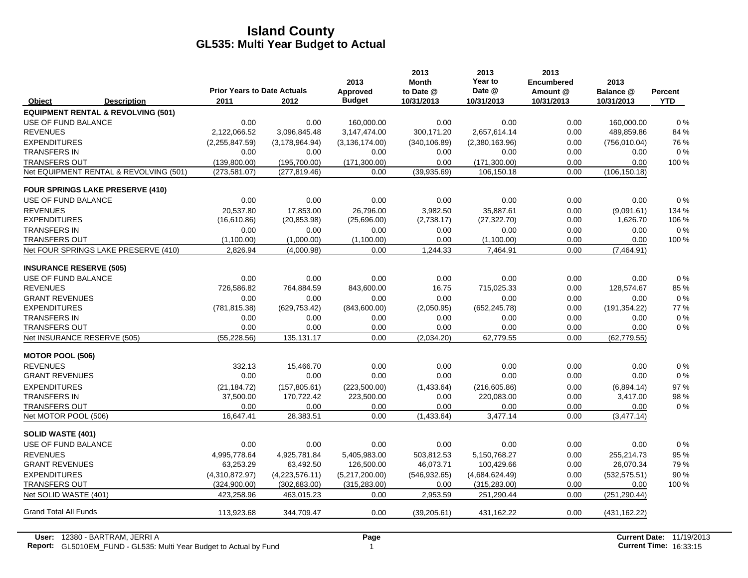# Island County
## GL535: Multi Year Budget to Actual

| Object | Description | Prior Years to Date Actuals 2011 | 2012 | 2013 Approved Budget | 2013 Month to Date @ 10/31/2013 | 2013 Year to Date @ 10/31/2013 | 2013 Encumbered Amount @ 10/31/2013 | 2013 Balance @ 10/31/2013 | Percent YTD |
|---|---|---|---|---|---|---|---|---|---|
| **EQUIPMENT RENTAL & REVOLVING (501)** | | | | | | | | | |
| USE OF FUND BALANCE | | 0.00 | 0.00 | 160,000.00 | 0.00 | 0.00 | 0.00 | 160,000.00 | 0 % |
| REVENUES | | 2,122,066.52 | 3,096,845.48 | 3,147,474.00 | 300,171.20 | 2,657,614.14 | 0.00 | 489,859.86 | 84 % |
| EXPENDITURES | | (2,255,847.59) | (3,178,964.94) | (3,136,174.00) | (340,106.89) | (2,380,163.96) | 0.00 | (756,010.04) | 76 % |
| TRANSFERS IN | | 0.00 | 0.00 | 0.00 | 0.00 | 0.00 | 0.00 | 0.00 | 0 % |
| TRANSFERS OUT | | (139,800.00) | (195,700.00) | (171,300.00) | 0.00 | (171,300.00) | 0.00 | 0.00 | 100 % |
| Net EQUIPMENT RENTAL & REVOLVING (501) | | (273,581.07) | (277,819.46) | 0.00 | (39,935.69) | 106,150.18 | 0.00 | (106,150.18) | |
| **FOUR SPRINGS LAKE PRESERVE (410)** | | | | | | | | | |
| USE OF FUND BALANCE | | 0.00 | 0.00 | 0.00 | 0.00 | 0.00 | 0.00 | 0.00 | 0 % |
| REVENUES | | 20,537.80 | 17,853.00 | 26,796.00 | 3,982.50 | 35,887.61 | 0.00 | (9,091.61) | 134 % |
| EXPENDITURES | | (16,610.86) | (20,853.98) | (25,696.00) | (2,738.17) | (27,322.70) | 0.00 | 1,626.70 | 106 % |
| TRANSFERS IN | | 0.00 | 0.00 | 0.00 | 0.00 | 0.00 | 0.00 | 0.00 | 0 % |
| TRANSFERS OUT | | (1,100.00) | (1,000.00) | (1,100.00) | 0.00 | (1,100.00) | 0.00 | 0.00 | 100 % |
| Net FOUR SPRINGS LAKE PRESERVE (410) | | 2,826.94 | (4,000.98) | 0.00 | 1,244.33 | 7,464.91 | 0.00 | (7,464.91) | |
| **INSURANCE RESERVE (505)** | | | | | | | | | |
| USE OF FUND BALANCE | | 0.00 | 0.00 | 0.00 | 0.00 | 0.00 | 0.00 | 0.00 | 0 % |
| REVENUES | | 726,586.82 | 764,884.59 | 843,600.00 | 16.75 | 715,025.33 | 0.00 | 128,574.67 | 85 % |
| GRANT REVENUES | | 0.00 | 0.00 | 0.00 | 0.00 | 0.00 | 0.00 | 0.00 | 0 % |
| EXPENDITURES | | (781,815.38) | (629,753.42) | (843,600.00) | (2,050.95) | (652,245.78) | 0.00 | (191,354.22) | 77 % |
| TRANSFERS IN | | 0.00 | 0.00 | 0.00 | 0.00 | 0.00 | 0.00 | 0.00 | 0 % |
| TRANSFERS OUT | | 0.00 | 0.00 | 0.00 | 0.00 | 0.00 | 0.00 | 0.00 | 0 % |
| Net INSURANCE RESERVE (505) | | (55,228.56) | 135,131.17 | 0.00 | (2,034.20) | 62,779.55 | 0.00 | (62,779.55) | |
| **MOTOR POOL (506)** | | | | | | | | | |
| REVENUES | | 332.13 | 15,466.70 | 0.00 | 0.00 | 0.00 | 0.00 | 0.00 | 0 % |
| GRANT REVENUES | | 0.00 | 0.00 | 0.00 | 0.00 | 0.00 | 0.00 | 0.00 | 0 % |
| EXPENDITURES | | (21,184.72) | (157,805.61) | (223,500.00) | (1,433.64) | (216,605.86) | 0.00 | (6,894.14) | 97 % |
| TRANSFERS IN | | 37,500.00 | 170,722.42 | 223,500.00 | 0.00 | 220,083.00 | 0.00 | 3,417.00 | 98 % |
| TRANSFERS OUT | | 0.00 | 0.00 | 0.00 | 0.00 | 0.00 | 0.00 | 0.00 | 0 % |
| Net MOTOR POOL (506) | | 16,647.41 | 28,383.51 | 0.00 | (1,433.64) | 3,477.14 | 0.00 | (3,477.14) | |
| **SOLID WASTE (401)** | | | | | | | | | |
| USE OF FUND BALANCE | | 0.00 | 0.00 | 0.00 | 0.00 | 0.00 | 0.00 | 0.00 | 0 % |
| REVENUES | | 4,995,778.64 | 4,925,781.84 | 5,405,983.00 | 503,812.53 | 5,150,768.27 | 0.00 | 255,214.73 | 95 % |
| GRANT REVENUES | | 63,253.29 | 63,492.50 | 126,500.00 | 46,073.71 | 100,429.66 | 0.00 | 26,070.34 | 79 % |
| EXPENDITURES | | (4,310,872.97) | (4,223,576.11) | (5,217,200.00) | (546,932.65) | (4,684,624.49) | 0.00 | (532,575.51) | 90 % |
| TRANSFERS OUT | | (324,900.00) | (302,683.00) | (315,283.00) | 0.00 | (315,283.00) | 0.00 | 0.00 | 100 % |
| Net SOLID WASTE (401) | | 423,258.96 | 463,015.23 | 0.00 | 2,953.59 | 251,290.44 | 0.00 | (251,290.44) | |
| Grand Total All Funds | | 113,923.68 | 344,709.47 | 0.00 | (39,205.61) | 431,162.22 | 0.00 | (431,162.22) | |

**User:** 12380 - BARTRAM, JERRI A
**Report:** GL5010EM_FUND - GL535: Multi Year Budget to Actual by Fund

**Current Date:** 11/19/2013
**Current Time:** 16:33:15